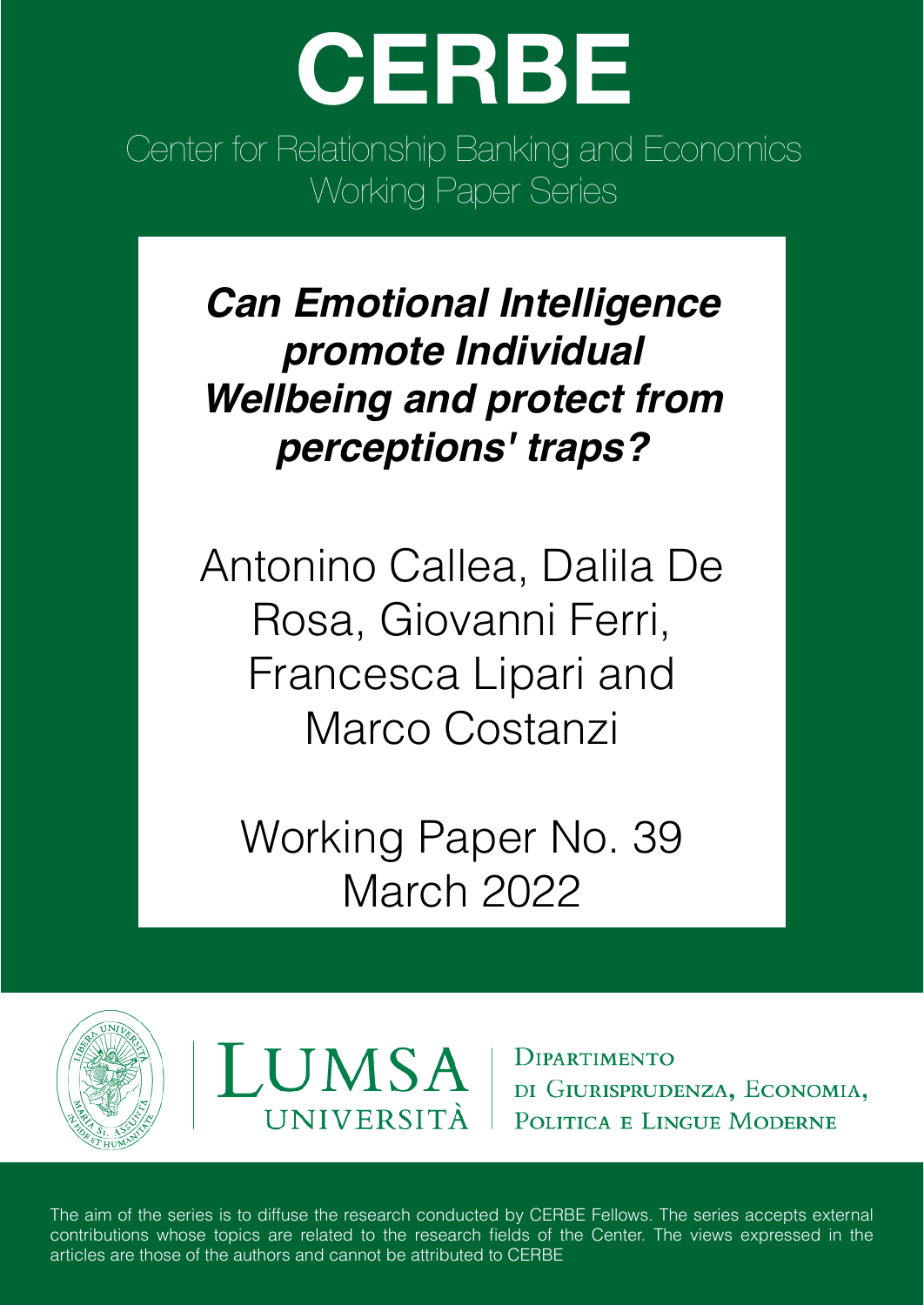# CERBE

Center for Relationship Banking and Economics
Working Paper Series

## *Can Emotional Intelligence promote Individual Wellbeing and protect from perceptions' traps?*

Antonino Callea, Dalila De Rosa, Giovanni Ferri, Francesca Lipari and Marco Costanzi

Working Paper No. 39
March 2022

LUMSA UNIVERSITÀ

Dipartimento di Giurisprudenza, Economia, Politica e Lingue Moderne

The aim of the series is to diffuse the research conducted by CERBE Fellows. The series accepts external contributions whose topics are related to the research fields of the Center. The views expressed in the articles are those of the authors and cannot be attributed to CERBE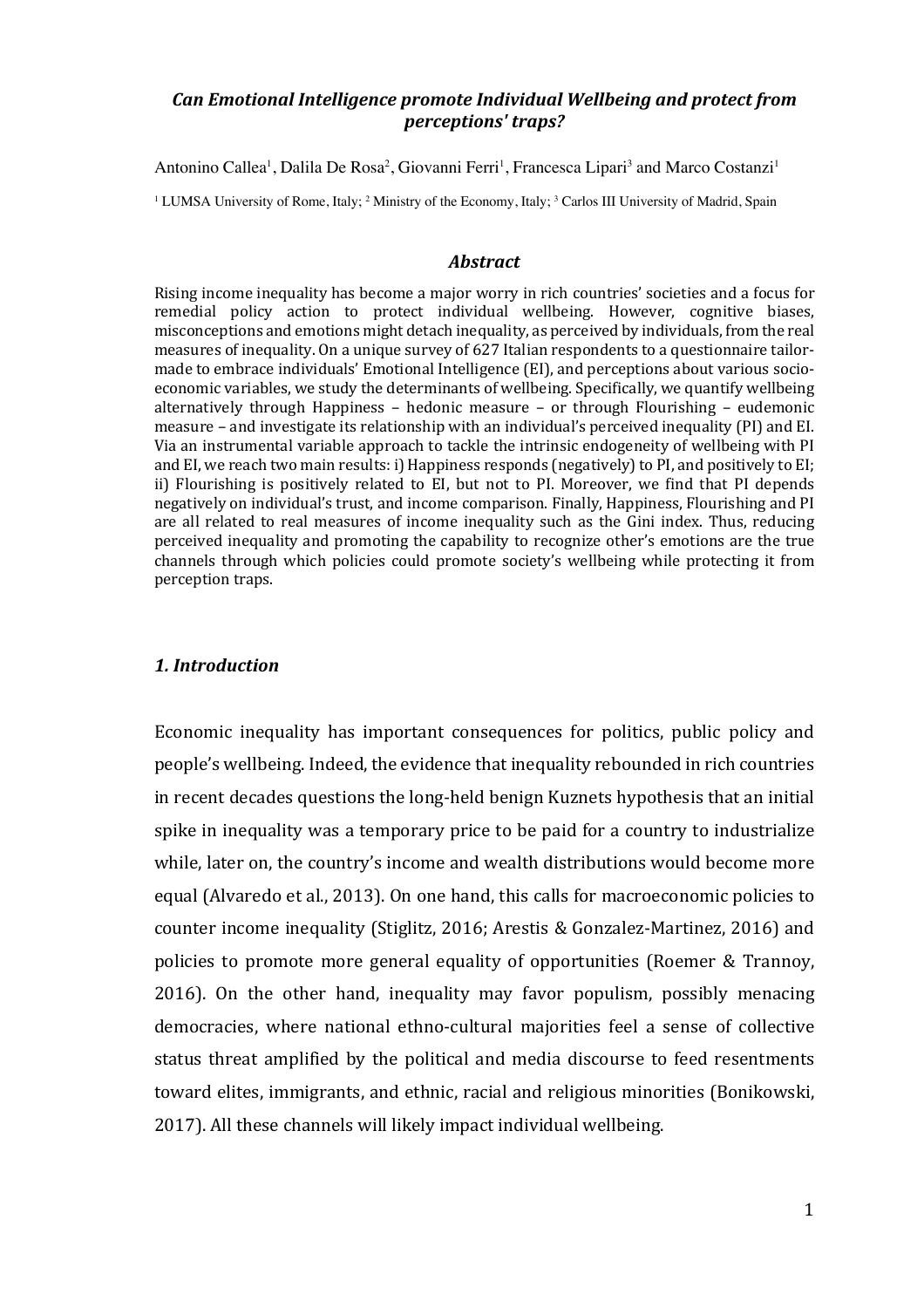# *Can Emotional Intelligence promote Individual Wellbeing and protect from perceptions' traps?*

Antonino Callea[1], Dalila De Rosa[2], Giovanni Ferri[1], Francesca Lipari[3] and Marco Costanzi[1]

[1] LUMSA University of Rome, Italy; [2] Ministry of the Economy, Italy; [3] Carlos III University of Madrid, Spain

## *Abstract*

Rising income inequality has become a major worry in rich countries' societies and a focus for remedial policy action to protect individual wellbeing. However, cognitive biases, misconceptions and emotions might detach inequality, as perceived by individuals, from the real measures of inequality. On a unique survey of 627 Italian respondents to a questionnaire tailor-made to embrace individuals' Emotional Intelligence (EI), and perceptions about various socio-economic variables, we study the determinants of wellbeing. Specifically, we quantify wellbeing alternatively through Happiness – hedonic measure – or through Flourishing – eudemonic measure – and investigate its relationship with an individual's perceived inequality (PI) and EI. Via an instrumental variable approach to tackle the intrinsic endogeneity of wellbeing with PI and EI, we reach two main results: i) Happiness responds (negatively) to PI, and positively to EI; ii) Flourishing is positively related to EI, but not to PI. Moreover, we find that PI depends negatively on individual's trust, and income comparison. Finally, Happiness, Flourishing and PI are all related to real measures of income inequality such as the Gini index. Thus, reducing perceived inequality and promoting the capability to recognize other's emotions are the true channels through which policies could promote society's wellbeing while protecting it from perception traps.

## *1. Introduction*

Economic inequality has important consequences for politics, public policy and people's wellbeing. Indeed, the evidence that inequality rebounded in rich countries in recent decades questions the long-held benign Kuznets hypothesis that an initial spike in inequality was a temporary price to be paid for a country to industrialize while, later on, the country's income and wealth distributions would become more equal (Alvaredo et al., 2013). On one hand, this calls for macroeconomic policies to counter income inequality (Stiglitz, 2016; Arestis & Gonzalez-Martinez, 2016) and policies to promote more general equality of opportunities (Roemer & Trannoy, 2016). On the other hand, inequality may favor populism, possibly menacing democracies, where national ethno-cultural majorities feel a sense of collective status threat amplified by the political and media discourse to feed resentments toward elites, immigrants, and ethnic, racial and religious minorities (Bonikowski, 2017). All these channels will likely impact individual wellbeing.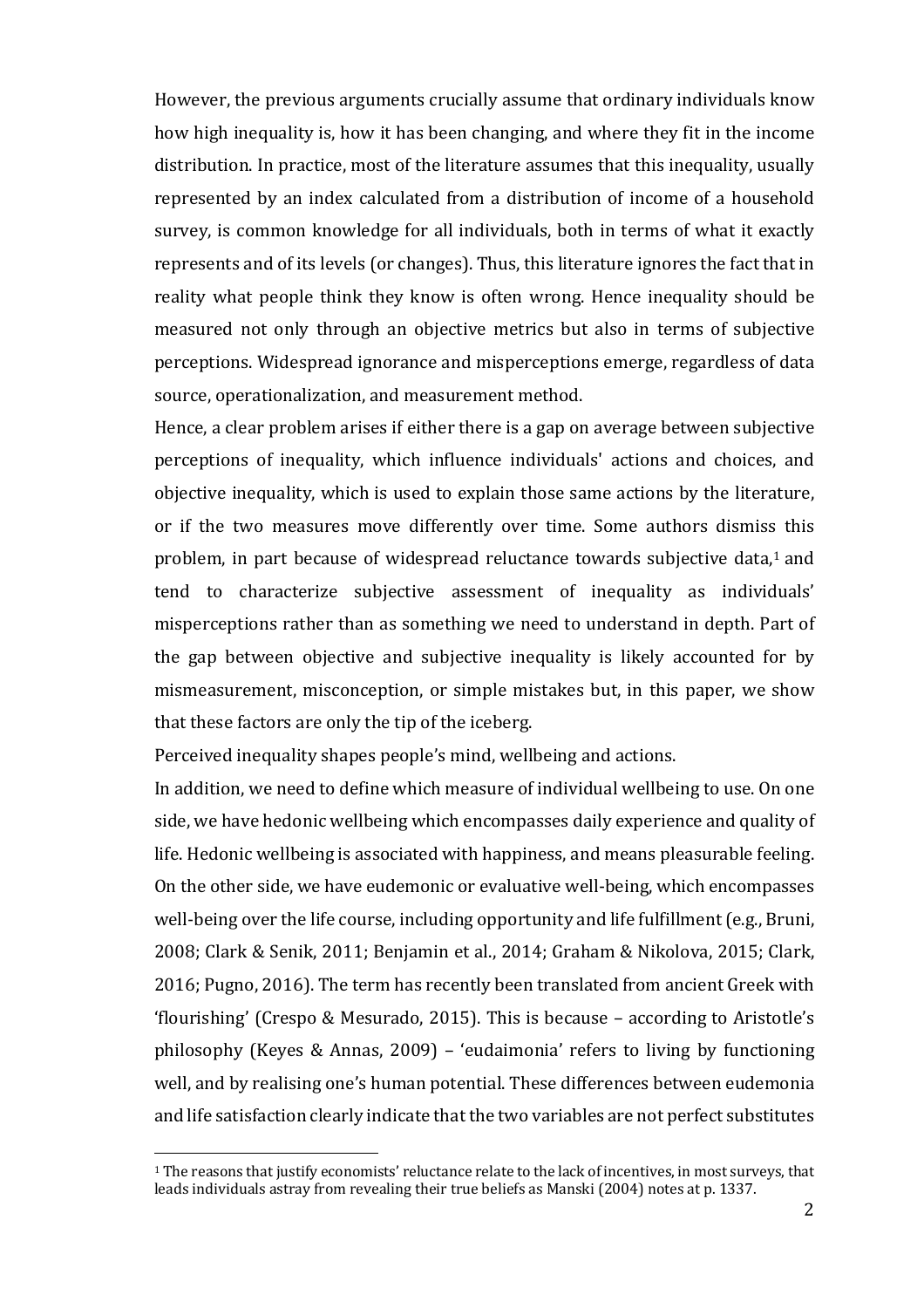However, the previous arguments crucially assume that ordinary individuals know how high inequality is, how it has been changing, and where they fit in the income distribution. In practice, most of the literature assumes that this inequality, usually represented by an index calculated from a distribution of income of a household survey, is common knowledge for all individuals, both in terms of what it exactly represents and of its levels (or changes). Thus, this literature ignores the fact that in reality what people think they know is often wrong. Hence inequality should be measured not only through an objective metrics but also in terms of subjective perceptions. Widespread ignorance and misperceptions emerge, regardless of data source, operationalization, and measurement method.

Hence, a clear problem arises if either there is a gap on average between subjective perceptions of inequality, which influence individuals' actions and choices, and objective inequality, which is used to explain those same actions by the literature, or if the two measures move differently over time. Some authors dismiss this problem, in part because of widespread reluctance towards subjective data,[1] and tend to characterize subjective assessment of inequality as individuals' misperceptions rather than as something we need to understand in depth. Part of the gap between objective and subjective inequality is likely accounted for by mismeasurement, misconception, or simple mistakes but, in this paper, we show that these factors are only the tip of the iceberg.

Perceived inequality shapes people's mind, wellbeing and actions.

In addition, we need to define which measure of individual wellbeing to use. On one side, we have hedonic wellbeing which encompasses daily experience and quality of life. Hedonic wellbeing is associated with happiness, and means pleasurable feeling. On the other side, we have eudemonic or evaluative well-being, which encompasses well-being over the life course, including opportunity and life fulfillment (e.g., Bruni, 2008; Clark & Senik, 2011; Benjamin et al., 2014; Graham & Nikolova, 2015; Clark, 2016; Pugno, 2016). The term has recently been translated from ancient Greek with 'flourishing' (Crespo & Mesurado, 2015). This is because – according to Aristotle's philosophy (Keyes & Annas, 2009) – 'eudaimonia' refers to living by functioning well, and by realising one's human potential. These differences between eudemonia and life satisfaction clearly indicate that the two variables are not perfect substitutes

[1] The reasons that justify economists' reluctance relate to the lack of incentives, in most surveys, that leads individuals astray from revealing their true beliefs as Manski (2004) notes at p. 1337.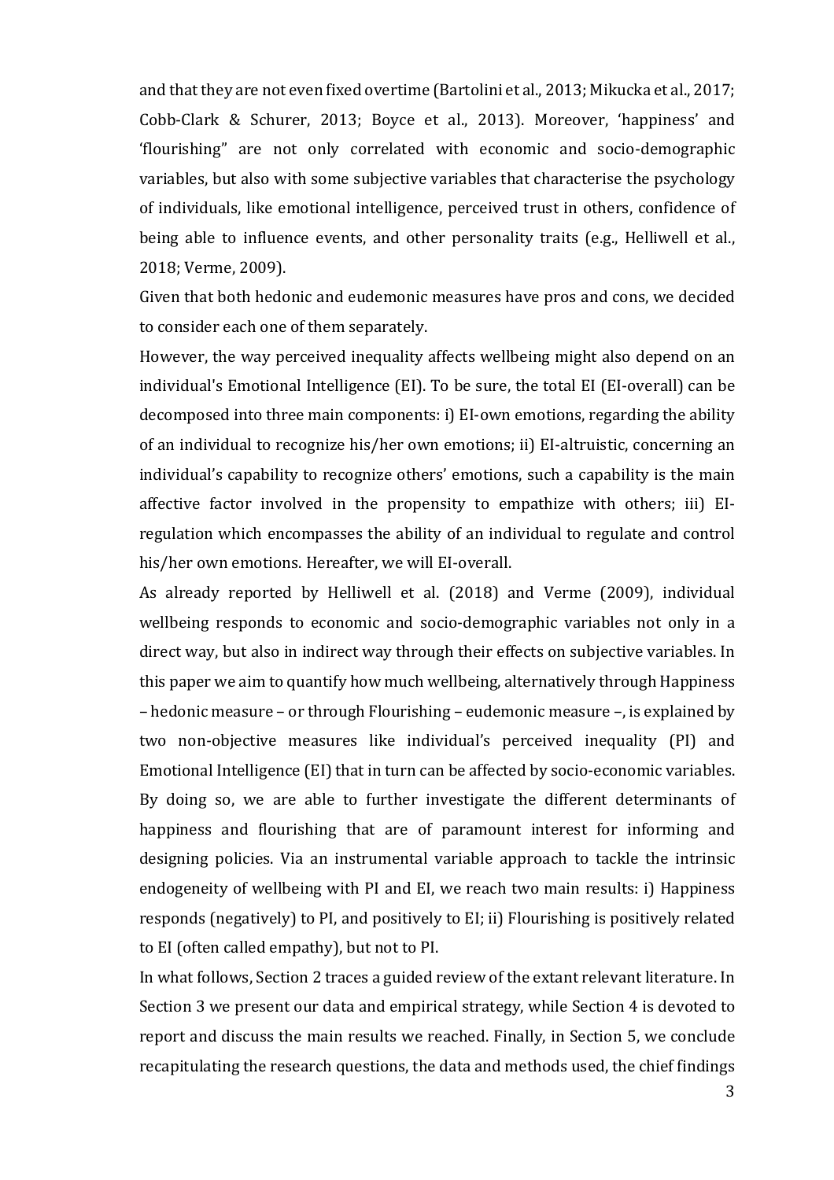and that they are not even fixed overtime (Bartolini et al., 2013; Mikucka et al., 2017; Cobb-Clark & Schurer, 2013; Boyce et al., 2013). Moreover, 'happiness' and 'flourishing" are not only correlated with economic and socio-demographic variables, but also with some subjective variables that characterise the psychology of individuals, like emotional intelligence, perceived trust in others, confidence of being able to influence events, and other personality traits (e.g., Helliwell et al., 2018; Verme, 2009).

Given that both hedonic and eudemonic measures have pros and cons, we decided to consider each one of them separately.

However, the way perceived inequality affects wellbeing might also depend on an individual's Emotional Intelligence (EI). To be sure, the total EI (EI-overall) can be decomposed into three main components: i) EI-own emotions, regarding the ability of an individual to recognize his/her own emotions; ii) EI-altruistic, concerning an individual's capability to recognize others' emotions, such a capability is the main affective factor involved in the propensity to empathize with others; iii) EI-regulation which encompasses the ability of an individual to regulate and control his/her own emotions. Hereafter, we will EI-overall.

As already reported by Helliwell et al. (2018) and Verme (2009), individual wellbeing responds to economic and socio-demographic variables not only in a direct way, but also in indirect way through their effects on subjective variables. In this paper we aim to quantify how much wellbeing, alternatively through Happiness – hedonic measure – or through Flourishing – eudemonic measure –, is explained by two non-objective measures like individual's perceived inequality (PI) and Emotional Intelligence (EI) that in turn can be affected by socio-economic variables. By doing so, we are able to further investigate the different determinants of happiness and flourishing that are of paramount interest for informing and designing policies. Via an instrumental variable approach to tackle the intrinsic endogeneity of wellbeing with PI and EI, we reach two main results: i) Happiness responds (negatively) to PI, and positively to EI; ii) Flourishing is positively related to EI (often called empathy), but not to PI.

In what follows, Section 2 traces a guided review of the extant relevant literature. In Section 3 we present our data and empirical strategy, while Section 4 is devoted to report and discuss the main results we reached. Finally, in Section 5, we conclude recapitulating the research questions, the data and methods used, the chief findings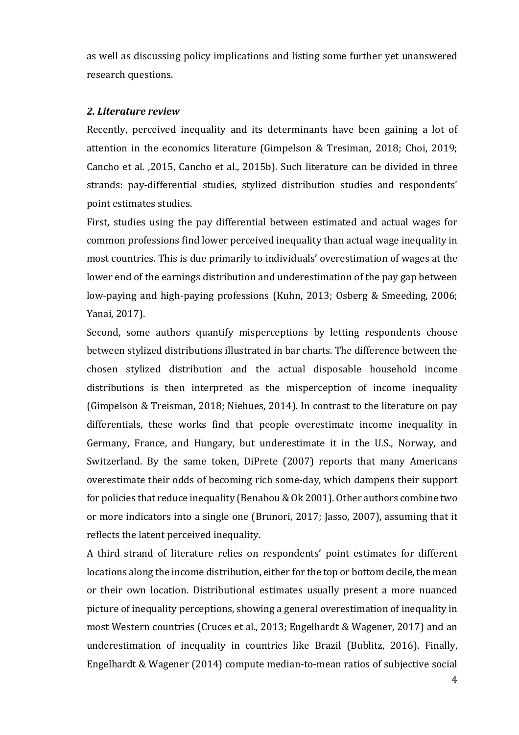as well as discussing policy implications and listing some further yet unanswered research questions.

### *2. Literature review*

Recently, perceived inequality and its determinants have been gaining a lot of attention in the economics literature (Gimpelson & Tresiman, 2018; Choi, 2019; Cancho et al. ,2015, Cancho et al., 2015b). Such literature can be divided in three strands: pay-differential studies, stylized distribution studies and respondents' point estimates studies.

First, studies using the pay differential between estimated and actual wages for common professions find lower perceived inequality than actual wage inequality in most countries. This is due primarily to individuals' overestimation of wages at the lower end of the earnings distribution and underestimation of the pay gap between low-paying and high-paying professions (Kuhn, 2013; Osberg & Smeeding, 2006; Yanai, 2017).

Second, some authors quantify misperceptions by letting respondents choose between stylized distributions illustrated in bar charts. The difference between the chosen stylized distribution and the actual disposable household income distributions is then interpreted as the misperception of income inequality (Gimpelson & Treisman, 2018; Niehues, 2014). In contrast to the literature on pay differentials, these works find that people overestimate income inequality in Germany, France, and Hungary, but underestimate it in the U.S., Norway, and Switzerland. By the same token, DiPrete (2007) reports that many Americans overestimate their odds of becoming rich some-day, which dampens their support for policies that reduce inequality (Benabou & Ok 2001). Other authors combine two or more indicators into a single one (Brunori, 2017; Jasso, 2007), assuming that it reflects the latent perceived inequality.

A third strand of literature relies on respondents' point estimates for different locations along the income distribution, either for the top or bottom decile, the mean or their own location. Distributional estimates usually present a more nuanced picture of inequality perceptions, showing a general overestimation of inequality in most Western countries (Cruces et al., 2013; Engelhardt & Wagener, 2017) and an underestimation of inequality in countries like Brazil (Bublitz, 2016). Finally, Engelhardt & Wagener (2014) compute median-to-mean ratios of subjective social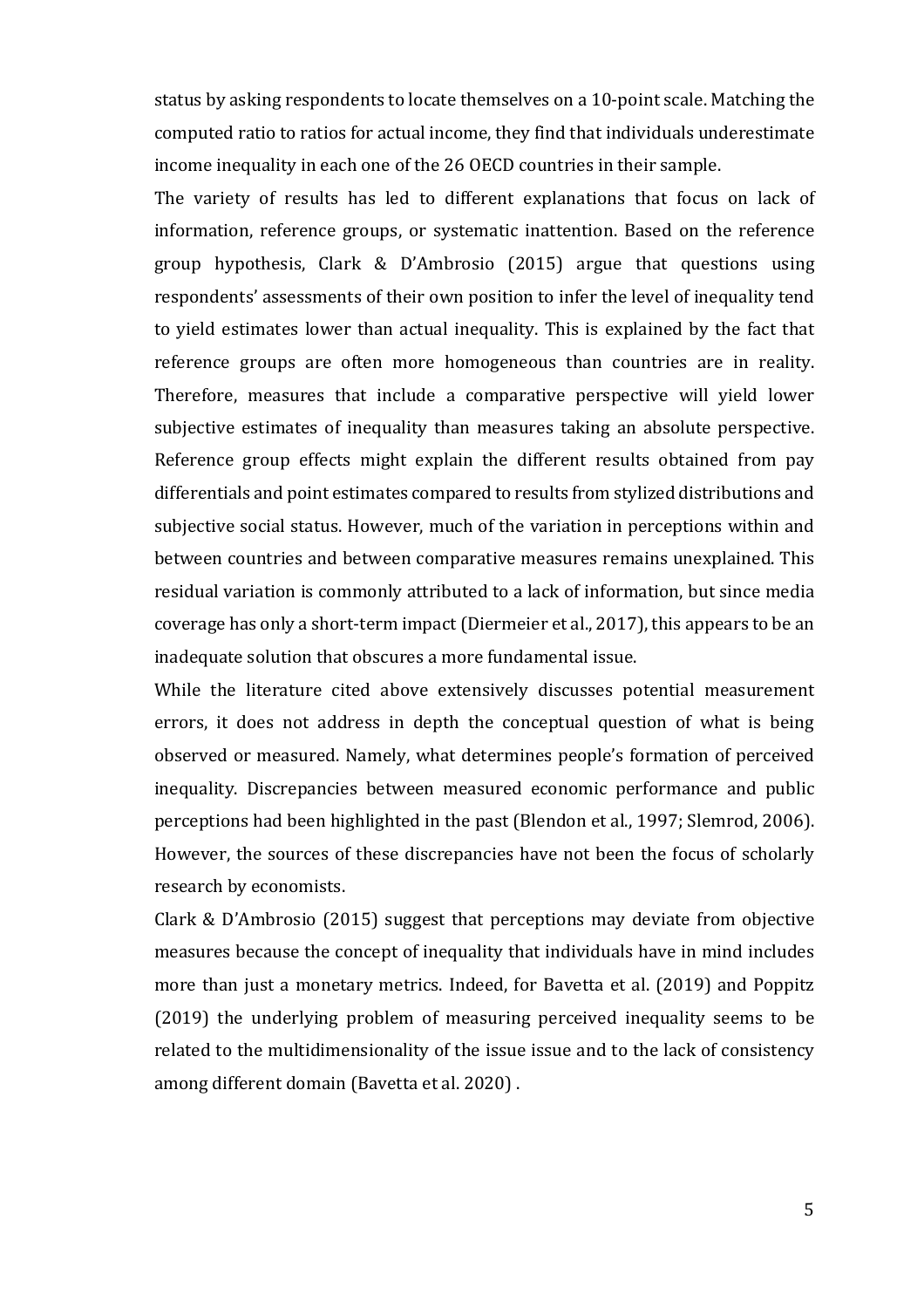status by asking respondents to locate themselves on a 10-point scale. Matching the computed ratio to ratios for actual income, they find that individuals underestimate income inequality in each one of the 26 OECD countries in their sample.

The variety of results has led to different explanations that focus on lack of information, reference groups, or systematic inattention. Based on the reference group hypothesis, Clark & D'Ambrosio (2015) argue that questions using respondents' assessments of their own position to infer the level of inequality tend to yield estimates lower than actual inequality. This is explained by the fact that reference groups are often more homogeneous than countries are in reality. Therefore, measures that include a comparative perspective will yield lower subjective estimates of inequality than measures taking an absolute perspective. Reference group effects might explain the different results obtained from pay differentials and point estimates compared to results from stylized distributions and subjective social status. However, much of the variation in perceptions within and between countries and between comparative measures remains unexplained. This residual variation is commonly attributed to a lack of information, but since media coverage has only a short-term impact (Diermeier et al., 2017), this appears to be an inadequate solution that obscures a more fundamental issue.

While the literature cited above extensively discusses potential measurement errors, it does not address in depth the conceptual question of what is being observed or measured. Namely, what determines people's formation of perceived inequality. Discrepancies between measured economic performance and public perceptions had been highlighted in the past (Blendon et al., 1997; Slemrod, 2006). However, the sources of these discrepancies have not been the focus of scholarly research by economists.

Clark & D'Ambrosio (2015) suggest that perceptions may deviate from objective measures because the concept of inequality that individuals have in mind includes more than just a monetary metrics. Indeed, for Bavetta et al. (2019) and Poppitz (2019) the underlying problem of measuring perceived inequality seems to be related to the multidimensionality of the issue issue and to the lack of consistency among different domain (Bavetta et al. 2020) .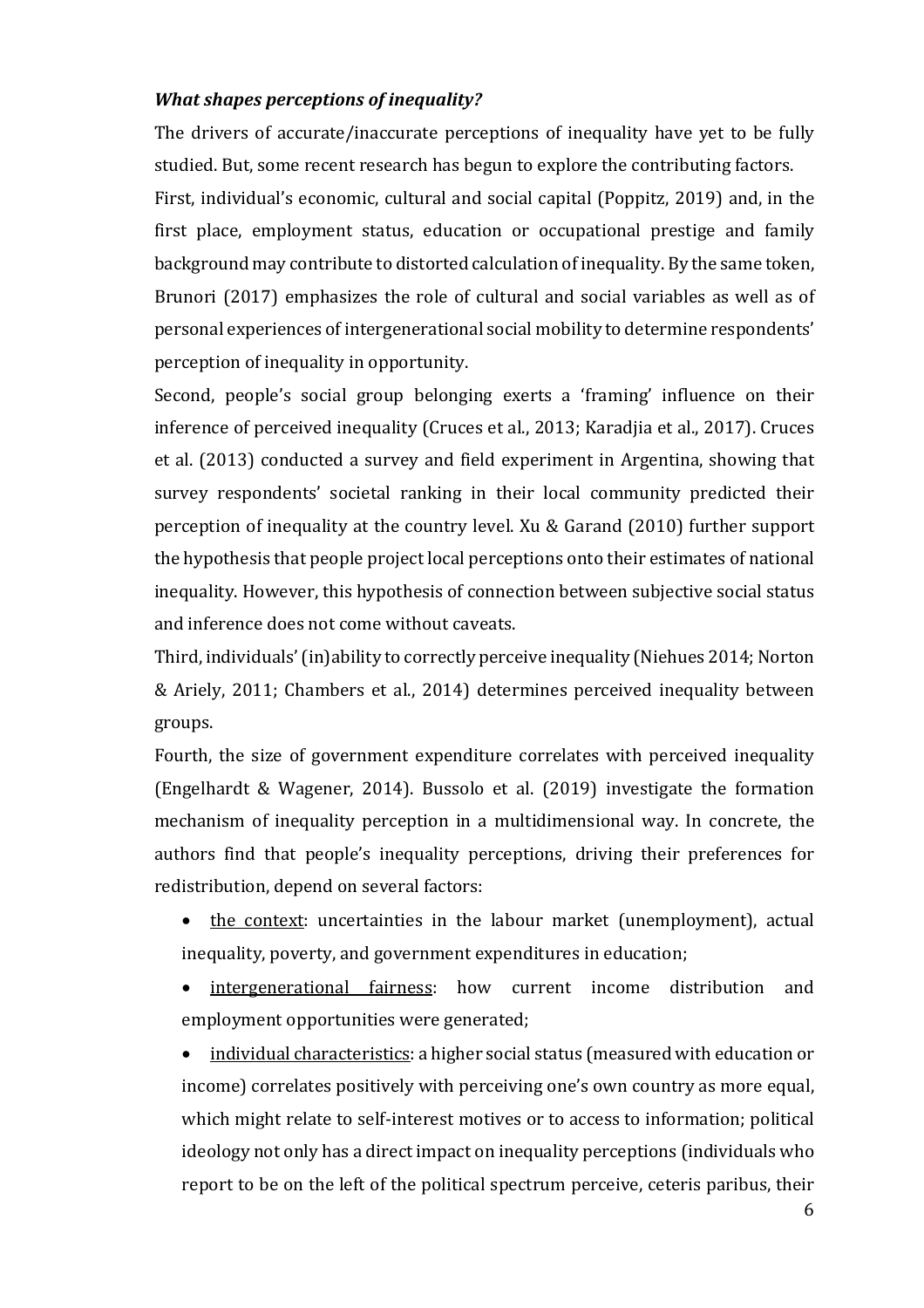***What shapes perceptions of inequality?***

The drivers of accurate/inaccurate perceptions of inequality have yet to be fully studied. But, some recent research has begun to explore the contributing factors.

First, individual's economic, cultural and social capital (Poppitz, 2019) and, in the first place, employment status, education or occupational prestige and family background may contribute to distorted calculation of inequality. By the same token, Brunori (2017) emphasizes the role of cultural and social variables as well as of personal experiences of intergenerational social mobility to determine respondents' perception of inequality in opportunity.

Second, people's social group belonging exerts a 'framing' influence on their inference of perceived inequality (Cruces et al., 2013; Karadjia et al., 2017). Cruces et al. (2013) conducted a survey and field experiment in Argentina, showing that survey respondents' societal ranking in their local community predicted their perception of inequality at the country level. Xu & Garand (2010) further support the hypothesis that people project local perceptions onto their estimates of national inequality. However, this hypothesis of connection between subjective social status and inference does not come without caveats.

Third, individuals' (in)ability to correctly perceive inequality (Niehues 2014; Norton & Ariely, 2011; Chambers et al., 2014) determines perceived inequality between groups.

Fourth, the size of government expenditure correlates with perceived inequality (Engelhardt & Wagener, 2014). Bussolo et al. (2019) investigate the formation mechanism of inequality perception in a multidimensional way. In concrete, the authors find that people's inequality perceptions, driving their preferences for redistribution, depend on several factors:

- <u>the context</u>: uncertainties in the labour market (unemployment), actual inequality, poverty, and government expenditures in education;
- <u>intergenerational fairness</u>: how current income distribution and employment opportunities were generated;
- <u>individual characteristics</u>: a higher social status (measured with education or income) correlates positively with perceiving one's own country as more equal, which might relate to self-interest motives or to access to information; political ideology not only has a direct impact on inequality perceptions (individuals who report to be on the left of the political spectrum perceive, ceteris paribus, their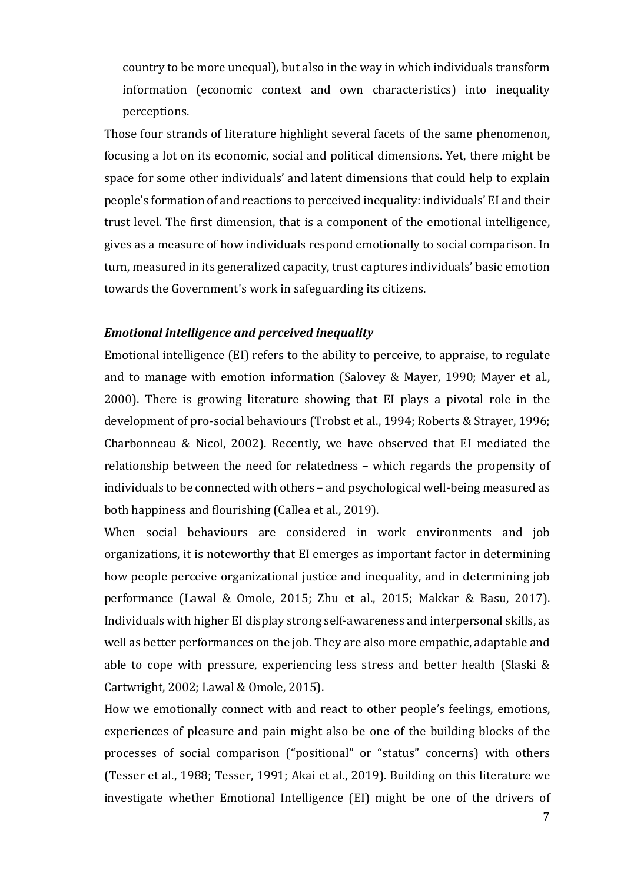country to be more unequal), but also in the way in which individuals transform information (economic context and own characteristics) into inequality perceptions.

Those four strands of literature highlight several facets of the same phenomenon, focusing a lot on its economic, social and political dimensions. Yet, there might be space for some other individuals' and latent dimensions that could help to explain people's formation of and reactions to perceived inequality: individuals' EI and their trust level. The first dimension, that is a component of the emotional intelligence, gives as a measure of how individuals respond emotionally to social comparison. In turn, measured in its generalized capacity, trust captures individuals' basic emotion towards the Government's work in safeguarding its citizens.

### *Emotional intelligence and perceived inequality*

Emotional intelligence (EI) refers to the ability to perceive, to appraise, to regulate and to manage with emotion information (Salovey & Mayer, 1990; Mayer et al., 2000). There is growing literature showing that EI plays a pivotal role in the development of pro-social behaviours (Trobst et al., 1994; Roberts & Strayer, 1996; Charbonneau & Nicol, 2002). Recently, we have observed that EI mediated the relationship between the need for relatedness – which regards the propensity of individuals to be connected with others – and psychological well-being measured as both happiness and flourishing (Callea et al., 2019).

When social behaviours are considered in work environments and job organizations, it is noteworthy that EI emerges as important factor in determining how people perceive organizational justice and inequality, and in determining job performance (Lawal & Omole, 2015; Zhu et al., 2015; Makkar & Basu, 2017). Individuals with higher EI display strong self-awareness and interpersonal skills, as well as better performances on the job. They are also more empathic, adaptable and able to cope with pressure, experiencing less stress and better health (Slaski & Cartwright, 2002; Lawal & Omole, 2015).

How we emotionally connect with and react to other people's feelings, emotions, experiences of pleasure and pain might also be one of the building blocks of the processes of social comparison ("positional" or "status" concerns) with others (Tesser et al., 1988; Tesser, 1991; Akai et al., 2019). Building on this literature we investigate whether Emotional Intelligence (EI) might be one of the drivers of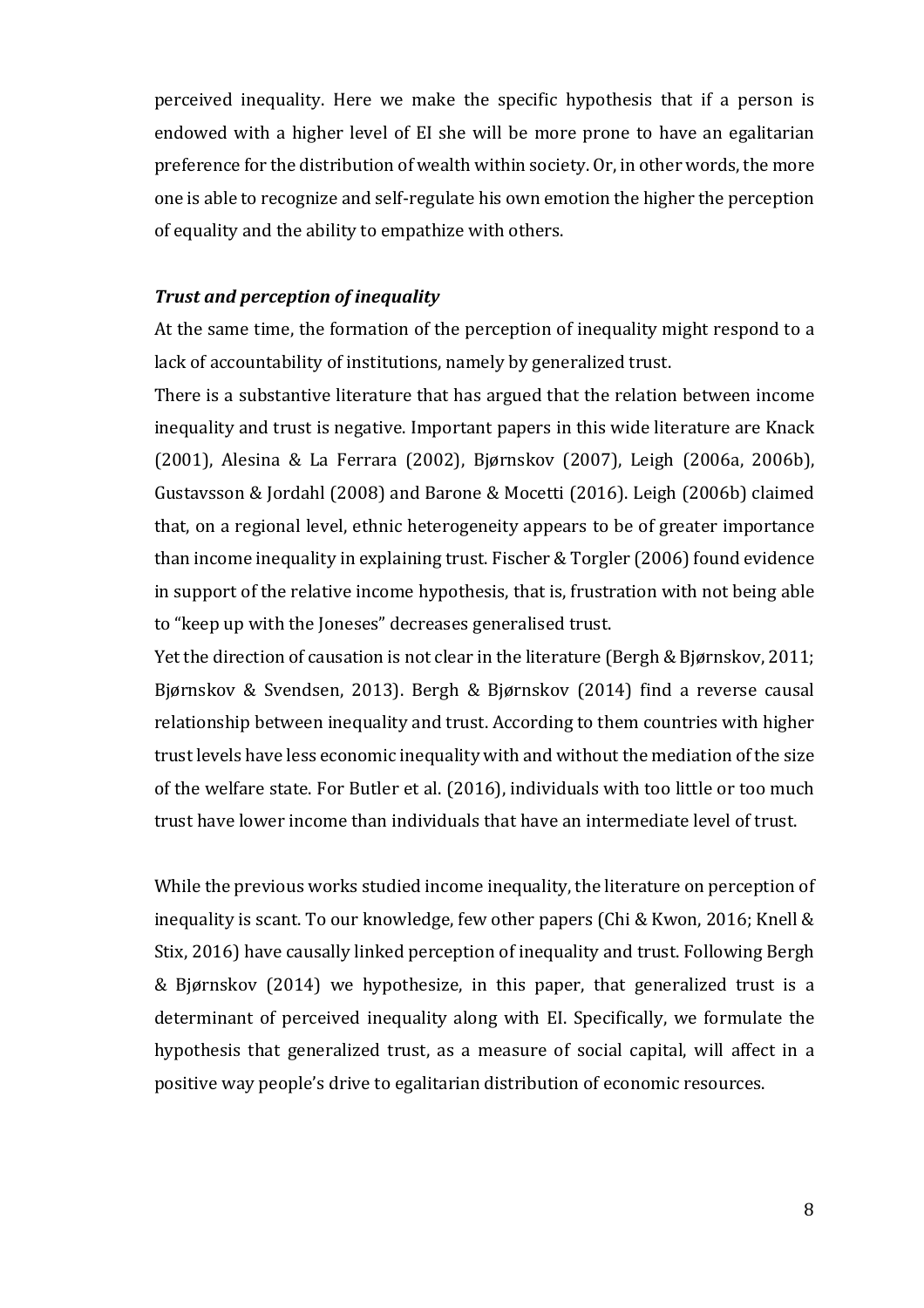perceived inequality. Here we make the specific hypothesis that if a person is endowed with a higher level of EI she will be more prone to have an egalitarian preference for the distribution of wealth within society. Or, in other words, the more one is able to recognize and self-regulate his own emotion the higher the perception of equality and the ability to empathize with others.

### ***Trust and perception of inequality***

At the same time, the formation of the perception of inequality might respond to a lack of accountability of institutions, namely by generalized trust.

There is a substantive literature that has argued that the relation between income inequality and trust is negative. Important papers in this wide literature are Knack (2001), Alesina & La Ferrara (2002), Bjørnskov (2007), Leigh (2006a, 2006b), Gustavsson & Jordahl (2008) and Barone & Mocetti (2016). Leigh (2006b) claimed that, on a regional level, ethnic heterogeneity appears to be of greater importance than income inequality in explaining trust. Fischer & Torgler (2006) found evidence in support of the relative income hypothesis, that is, frustration with not being able to "keep up with the Joneses" decreases generalised trust.

Yet the direction of causation is not clear in the literature (Bergh & Bjørnskov, 2011; Bjørnskov & Svendsen, 2013). Bergh & Bjørnskov (2014) find a reverse causal relationship between inequality and trust. According to them countries with higher trust levels have less economic inequality with and without the mediation of the size of the welfare state. For Butler et al. (2016), individuals with too little or too much trust have lower income than individuals that have an intermediate level of trust.

While the previous works studied income inequality, the literature on perception of inequality is scant. To our knowledge, few other papers (Chi & Kwon, 2016; Knell & Stix, 2016) have causally linked perception of inequality and trust. Following Bergh & Bjørnskov (2014) we hypothesize, in this paper, that generalized trust is a determinant of perceived inequality along with EI. Specifically, we formulate the hypothesis that generalized trust, as a measure of social capital, will affect in a positive way people's drive to egalitarian distribution of economic resources.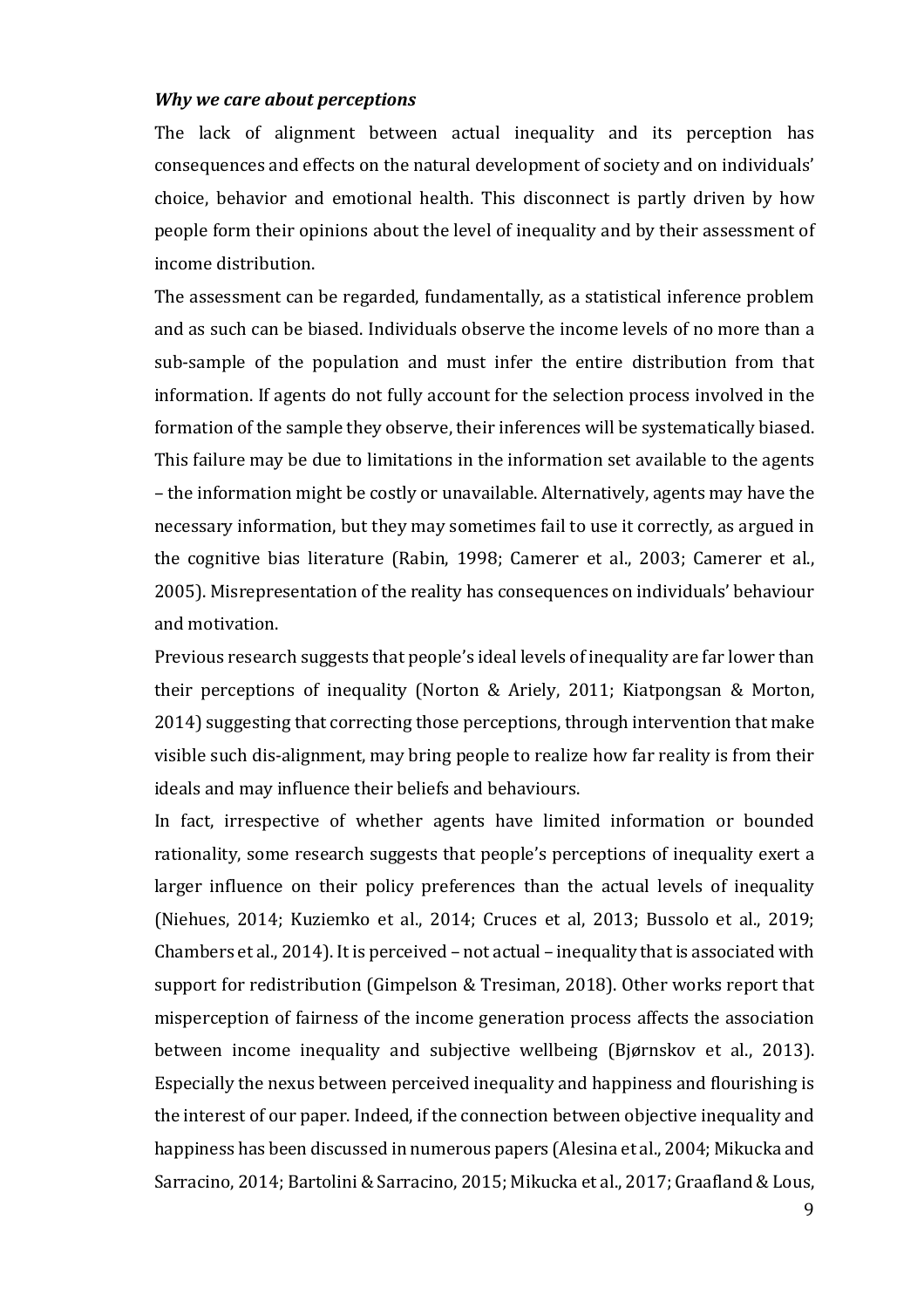***Why we care about perceptions***

The lack of alignment between actual inequality and its perception has consequences and effects on the natural development of society and on individuals' choice, behavior and emotional health. This disconnect is partly driven by how people form their opinions about the level of inequality and by their assessment of income distribution.

The assessment can be regarded, fundamentally, as a statistical inference problem and as such can be biased. Individuals observe the income levels of no more than a sub-sample of the population and must infer the entire distribution from that information. If agents do not fully account for the selection process involved in the formation of the sample they observe, their inferences will be systematically biased. This failure may be due to limitations in the information set available to the agents – the information might be costly or unavailable. Alternatively, agents may have the necessary information, but they may sometimes fail to use it correctly, as argued in the cognitive bias literature (Rabin, 1998; Camerer et al., 2003; Camerer et al., 2005). Misrepresentation of the reality has consequences on individuals' behaviour and motivation.

Previous research suggests that people's ideal levels of inequality are far lower than their perceptions of inequality (Norton & Ariely, 2011; Kiatpongsan & Morton, 2014) suggesting that correcting those perceptions, through intervention that make visible such dis-alignment, may bring people to realize how far reality is from their ideals and may influence their beliefs and behaviours.

In fact, irrespective of whether agents have limited information or bounded rationality, some research suggests that people's perceptions of inequality exert a larger influence on their policy preferences than the actual levels of inequality (Niehues, 2014; Kuziemko et al., 2014; Cruces et al, 2013; Bussolo et al., 2019; Chambers et al., 2014). It is perceived – not actual – inequality that is associated with support for redistribution (Gimpelson & Tresiman, 2018). Other works report that misperception of fairness of the income generation process affects the association between income inequality and subjective wellbeing (Bjørnskov et al., 2013). Especially the nexus between perceived inequality and happiness and flourishing is the interest of our paper. Indeed, if the connection between objective inequality and happiness has been discussed in numerous papers (Alesina et al., 2004; Mikucka and Sarracino, 2014; Bartolini & Sarracino, 2015; Mikucka et al., 2017; Graafland & Lous,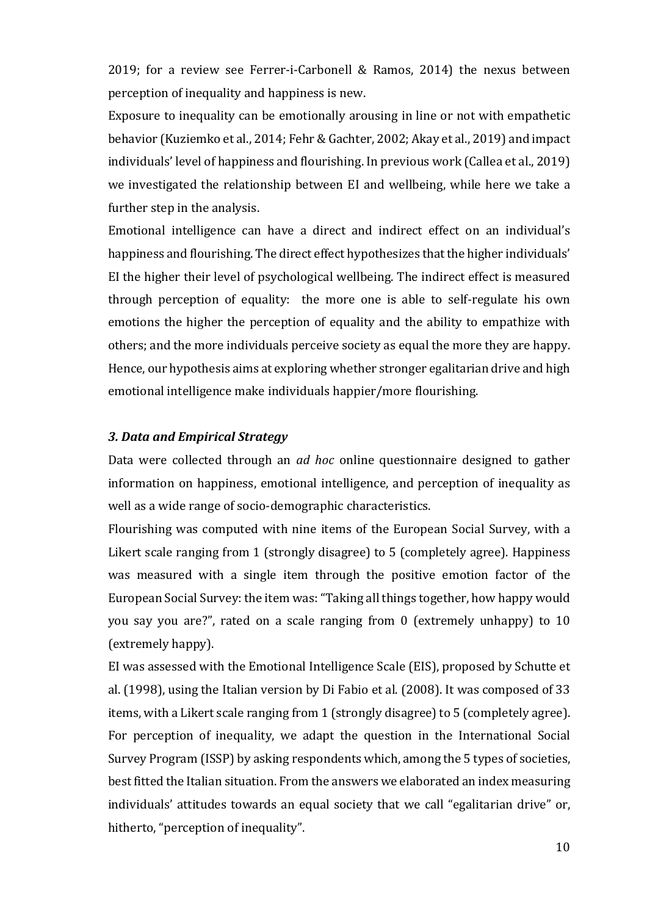2019; for a review see Ferrer-i-Carbonell & Ramos, 2014) the nexus between perception of inequality and happiness is new.

Exposure to inequality can be emotionally arousing in line or not with empathetic behavior (Kuziemko et al., 2014; Fehr & Gachter, 2002; Akay et al., 2019) and impact individuals' level of happiness and flourishing. In previous work (Callea et al., 2019) we investigated the relationship between EI and wellbeing, while here we take a further step in the analysis.

Emotional intelligence can have a direct and indirect effect on an individual's happiness and flourishing. The direct effect hypothesizes that the higher individuals' EI the higher their level of psychological wellbeing. The indirect effect is measured through perception of equality: the more one is able to self-regulate his own emotions the higher the perception of equality and the ability to empathize with others; and the more individuals perceive society as equal the more they are happy. Hence, our hypothesis aims at exploring whether stronger egalitarian drive and high emotional intelligence make individuals happier/more flourishing.

### *3. Data and Empirical Strategy*

Data were collected through an *ad hoc* online questionnaire designed to gather information on happiness, emotional intelligence, and perception of inequality as well as a wide range of socio-demographic characteristics.

Flourishing was computed with nine items of the European Social Survey, with a Likert scale ranging from 1 (strongly disagree) to 5 (completely agree). Happiness was measured with a single item through the positive emotion factor of the European Social Survey: the item was: "Taking all things together, how happy would you say you are?", rated on a scale ranging from 0 (extremely unhappy) to 10 (extremely happy).

EI was assessed with the Emotional Intelligence Scale (EIS), proposed by Schutte et al. (1998), using the Italian version by Di Fabio et al. (2008). It was composed of 33 items, with a Likert scale ranging from 1 (strongly disagree) to 5 (completely agree). For perception of inequality, we adapt the question in the International Social Survey Program (ISSP) by asking respondents which, among the 5 types of societies, best fitted the Italian situation. From the answers we elaborated an index measuring individuals' attitudes towards an equal society that we call "egalitarian drive" or, hitherto, "perception of inequality".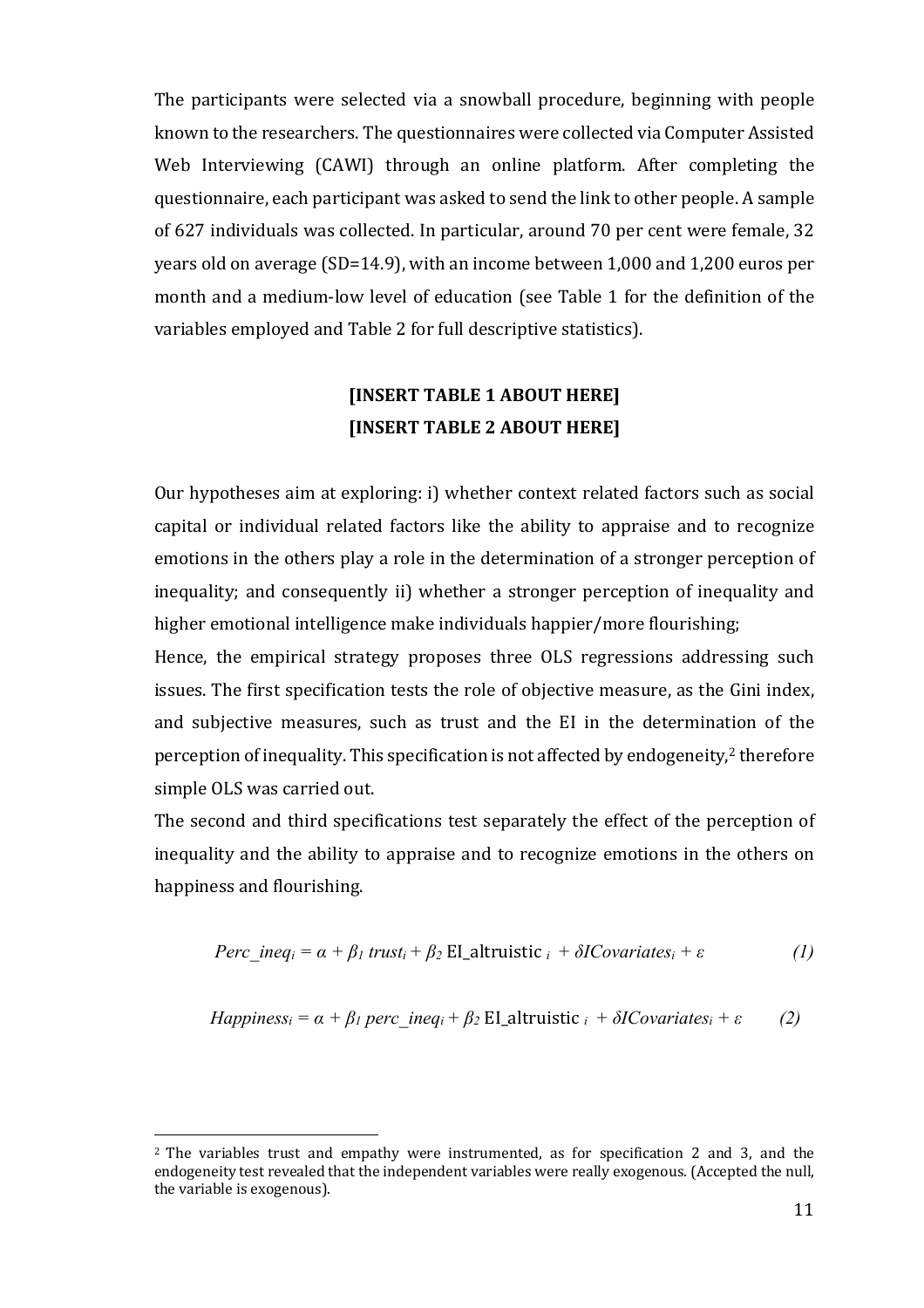The participants were selected via a snowball procedure, beginning with people known to the researchers. The questionnaires were collected via Computer Assisted Web Interviewing (CAWI) through an online platform. After completing the questionnaire, each participant was asked to send the link to other people. A sample of 627 individuals was collected. In particular, around 70 per cent were female, 32 years old on average (SD=14.9), with an income between 1,000 and 1,200 euros per month and a medium-low level of education (see Table 1 for the definition of the variables employed and Table 2 for full descriptive statistics).

**[INSERT TABLE 1 ABOUT HERE]**
**[INSERT TABLE 2 ABOUT HERE]**

Our hypotheses aim at exploring: i) whether context related factors such as social capital or individual related factors like the ability to appraise and to recognize emotions in the others play a role in the determination of a stronger perception of inequality; and consequently ii) whether a stronger perception of inequality and higher emotional intelligence make individuals happier/more flourishing;

Hence, the empirical strategy proposes three OLS regressions addressing such issues. The first specification tests the role of objective measure, as the Gini index, and subjective measures, such as trust and the EI in the determination of the perception of inequality. This specification is not affected by endogeneity,[2] therefore simple OLS was carried out.

The second and third specifications test separately the effect of the perception of inequality and the ability to appraise and to recognize emotions in the others on happiness and flourishing.

$$Perc\_ineq_i = \alpha + \beta_1\, trust_i + \beta_2\, \mathrm{EI\_altruistic}_{\,i} + \delta ICovariates_i + \varepsilon \tag{1}$$

$$Happiness_i = \alpha + \beta_1\, perc\_ineq_i + \beta_2\, \mathrm{EI\_altruistic}_{\,i} + \delta ICovariates_i + \varepsilon \tag{2}$$

[2] The variables trust and empathy were instrumented, as for specification 2 and 3, and the endogeneity test revealed that the independent variables were really exogenous. (Accepted the null, the variable is exogenous).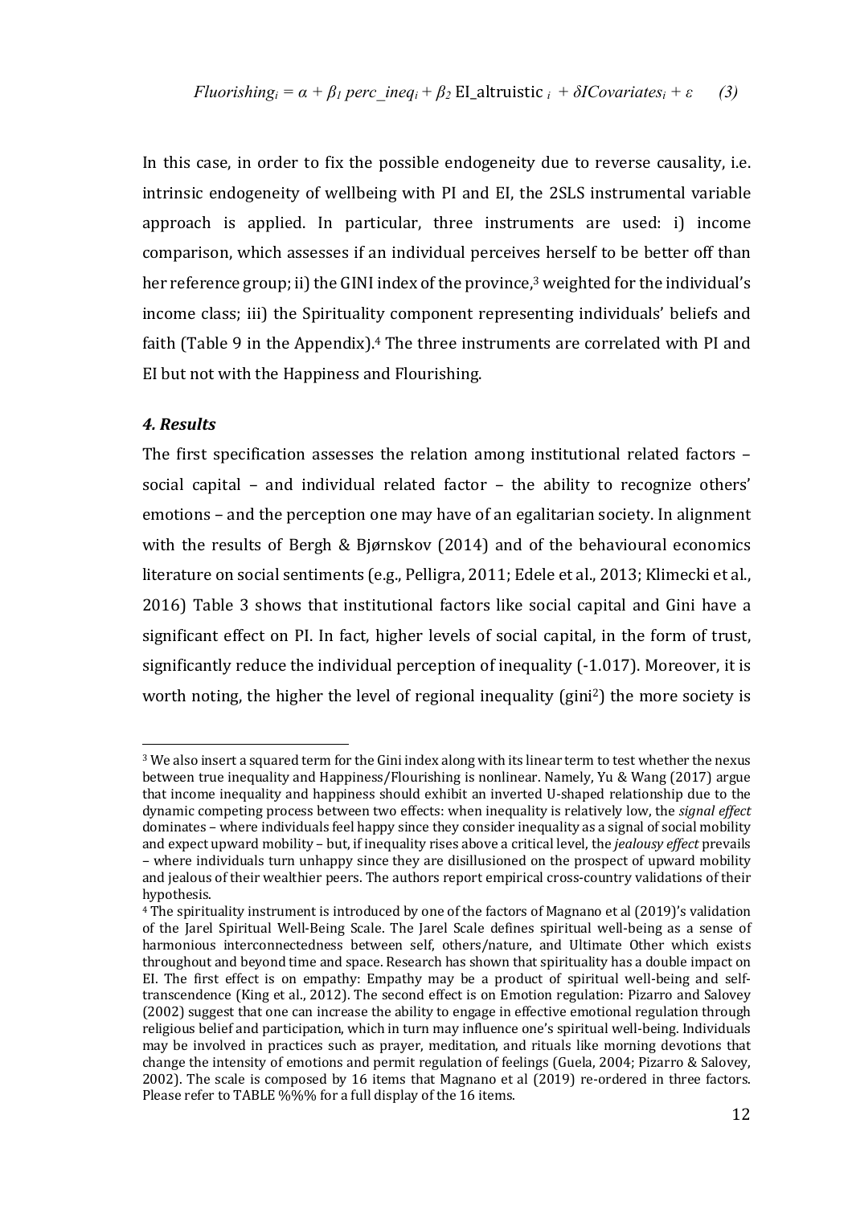$$Fluorishing_i = \alpha + \beta_1\, perc\_ineq_i + \beta_2\, \text{EI\_altruistic}_{\,i} + \delta ICovariates_i + \varepsilon \qquad (3)$$

In this case, in order to fix the possible endogeneity due to reverse causality, i.e. intrinsic endogeneity of wellbeing with PI and EI, the 2SLS instrumental variable approach is applied. In particular, three instruments are used: i) income comparison, which assesses if an individual perceives herself to be better off than her reference group; ii) the GINI index of the province,[3] weighted for the individual's income class; iii) the Spirituality component representing individuals' beliefs and faith (Table 9 in the Appendix).[4] The three instruments are correlated with PI and EI but not with the Happiness and Flourishing.

### *4. Results*

The first specification assesses the relation among institutional related factors – social capital – and individual related factor – the ability to recognize others' emotions – and the perception one may have of an egalitarian society. In alignment with the results of Bergh & Bjørnskov (2014) and of the behavioural economics literature on social sentiments (e.g., Pelligra, 2011; Edele et al., 2013; Klimecki et al., 2016) Table 3 shows that institutional factors like social capital and Gini have a significant effect on PI. In fact, higher levels of social capital, in the form of trust, significantly reduce the individual perception of inequality (-1.017). Moreover, it is worth noting, the higher the level of regional inequality ($gini^2$) the more society is

---

[3] We also insert a squared term for the Gini index along with its linear term to test whether the nexus between true inequality and Happiness/Flourishing is nonlinear. Namely, Yu & Wang (2017) argue that income inequality and happiness should exhibit an inverted U-shaped relationship due to the dynamic competing process between two effects: when inequality is relatively low, the *signal effect* dominates – where individuals feel happy since they consider inequality as a signal of social mobility and expect upward mobility – but, if inequality rises above a critical level, the *jealousy effect* prevails – where individuals turn unhappy since they are disillusioned on the prospect of upward mobility and jealous of their wealthier peers. The authors report empirical cross-country validations of their hypothesis.

[4] The spirituality instrument is introduced by one of the factors of Magnano et al (2019)'s validation of the Jarel Spiritual Well-Being Scale. The Jarel Scale defines spiritual well-being as a sense of harmonious interconnectedness between self, others/nature, and Ultimate Other which exists throughout and beyond time and space. Research has shown that spirituality has a double impact on EI. The first effect is on empathy: Empathy may be a product of spiritual well-being and self-transcendence (King et al., 2012). The second effect is on Emotion regulation: Pizarro and Salovey (2002) suggest that one can increase the ability to engage in effective emotional regulation through religious belief and participation, which in turn may influence one's spiritual well-being. Individuals may be involved in practices such as prayer, meditation, and rituals like morning devotions that change the intensity of emotions and permit regulation of feelings (Guela, 2004; Pizarro & Salovey, 2002). The scale is composed by 16 items that Magnano et al (2019) re-ordered in three factors. Please refer to TABLE %%% for a full display of the 16 items.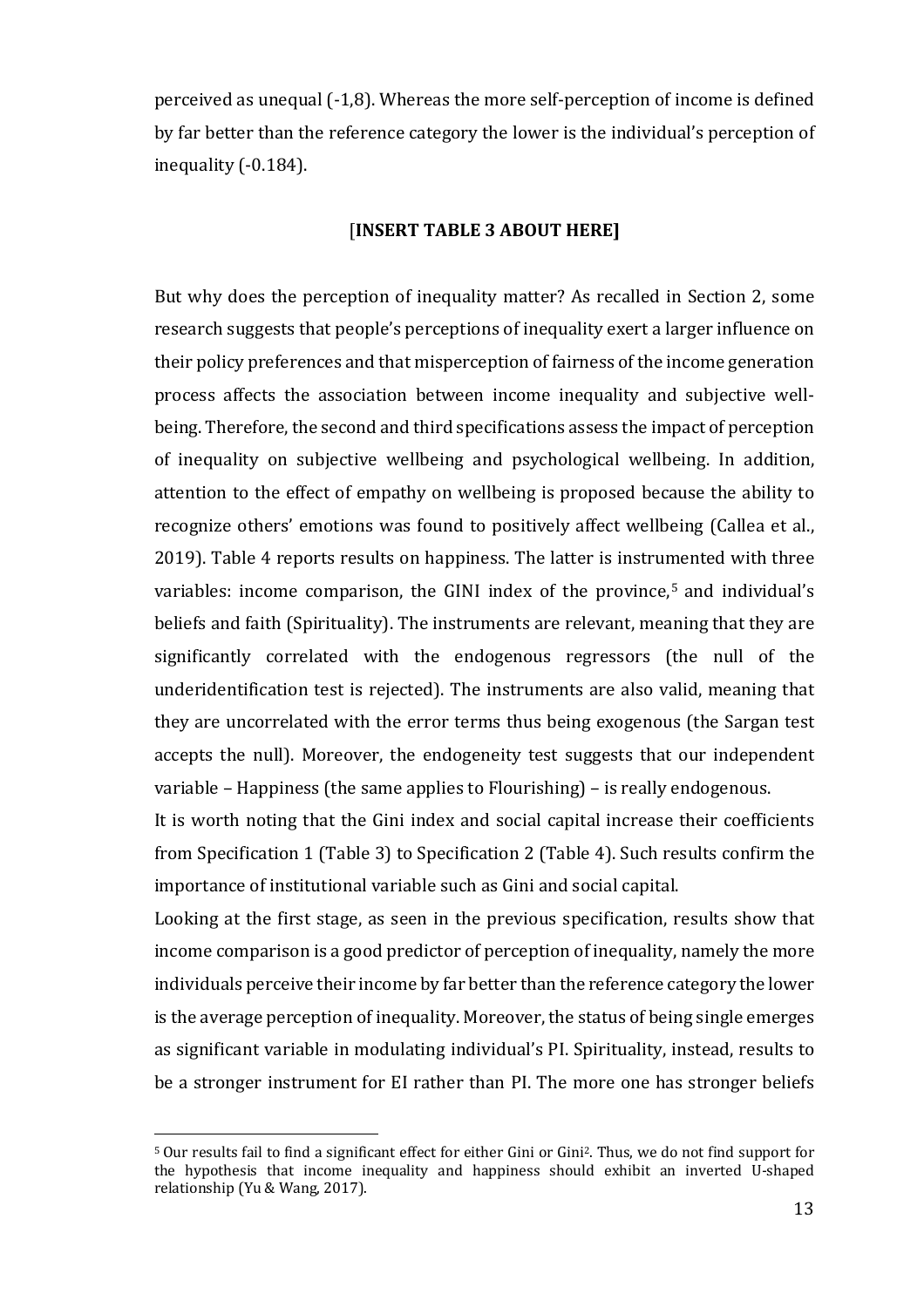perceived as unequal (-1,8). Whereas the more self-perception of income is defined by far better than the reference category the lower is the individual's perception of inequality (-0.184).

[**INSERT TABLE 3 ABOUT HERE]**

But why does the perception of inequality matter? As recalled in Section 2, some research suggests that people's perceptions of inequality exert a larger influence on their policy preferences and that misperception of fairness of the income generation process affects the association between income inequality and subjective well-being. Therefore, the second and third specifications assess the impact of perception of inequality on subjective wellbeing and psychological wellbeing. In addition, attention to the effect of empathy on wellbeing is proposed because the ability to recognize others' emotions was found to positively affect wellbeing (Callea et al., 2019). Table 4 reports results on happiness. The latter is instrumented with three variables: income comparison, the GINI index of the province,[5] and individual's beliefs and faith (Spirituality). The instruments are relevant, meaning that they are significantly correlated with the endogenous regressors (the null of the underidentification test is rejected). The instruments are also valid, meaning that they are uncorrelated with the error terms thus being exogenous (the Sargan test accepts the null). Moreover, the endogeneity test suggests that our independent variable – Happiness (the same applies to Flourishing) – is really endogenous.

It is worth noting that the Gini index and social capital increase their coefficients from Specification 1 (Table 3) to Specification 2 (Table 4). Such results confirm the importance of institutional variable such as Gini and social capital.

Looking at the first stage, as seen in the previous specification, results show that income comparison is a good predictor of perception of inequality, namely the more individuals perceive their income by far better than the reference category the lower is the average perception of inequality. Moreover, the status of being single emerges as significant variable in modulating individual's PI. Spirituality, instead, results to be a stronger instrument for EI rather than PI. The more one has stronger beliefs

[5] Our results fail to find a significant effect for either Gini or Gini$^2$. Thus, we do not find support for the hypothesis that income inequality and happiness should exhibit an inverted U-shaped relationship (Yu & Wang, 2017).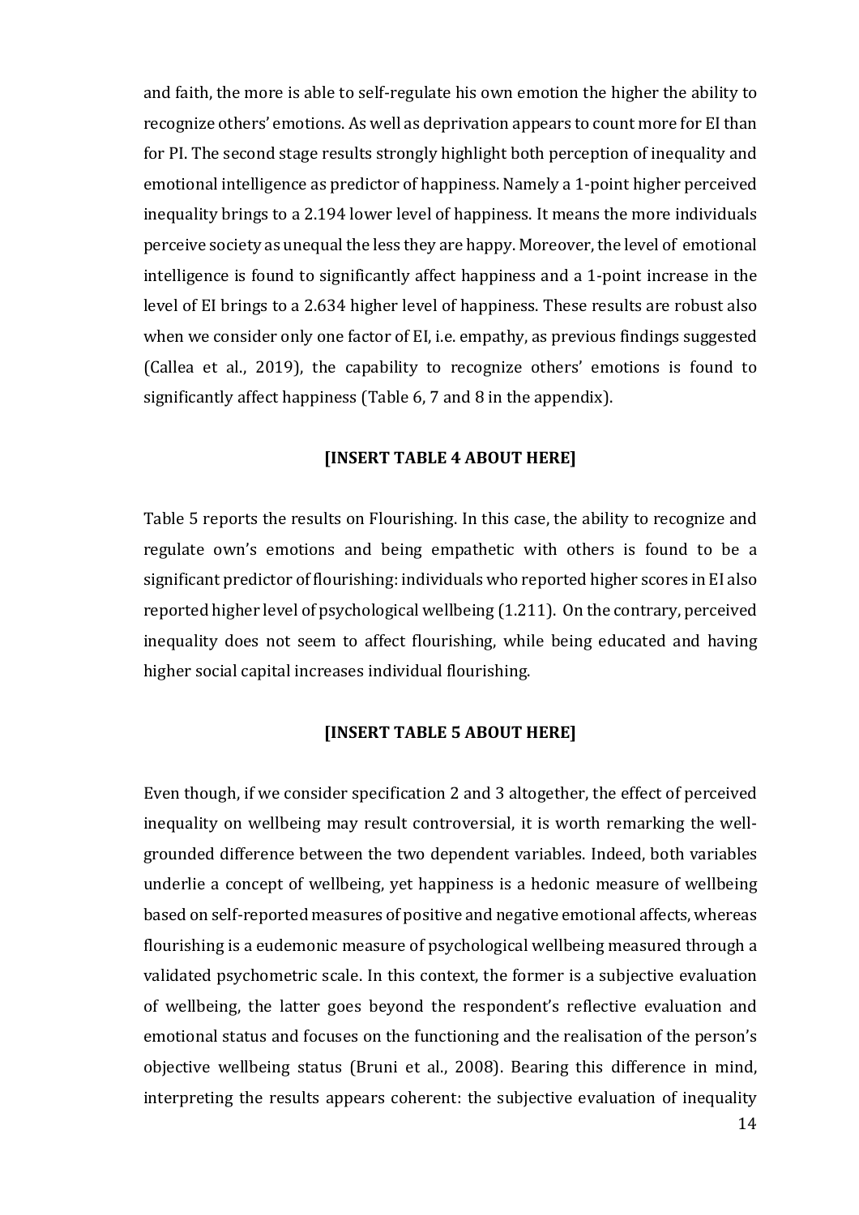and faith, the more is able to self-regulate his own emotion the higher the ability to recognize others' emotions. As well as deprivation appears to count more for EI than for PI. The second stage results strongly highlight both perception of inequality and emotional intelligence as predictor of happiness. Namely a 1-point higher perceived inequality brings to a 2.194 lower level of happiness. It means the more individuals perceive society as unequal the less they are happy. Moreover, the level of emotional intelligence is found to significantly affect happiness and a 1-point increase in the level of EI brings to a 2.634 higher level of happiness. These results are robust also when we consider only one factor of EI, i.e. empathy, as previous findings suggested (Callea et al., 2019), the capability to recognize others' emotions is found to significantly affect happiness (Table 6, 7 and 8 in the appendix).

**[INSERT TABLE 4 ABOUT HERE]**

Table 5 reports the results on Flourishing. In this case, the ability to recognize and regulate own's emotions and being empathetic with others is found to be a significant predictor of flourishing: individuals who reported higher scores in EI also reported higher level of psychological wellbeing (1.211). On the contrary, perceived inequality does not seem to affect flourishing, while being educated and having higher social capital increases individual flourishing.

**[INSERT TABLE 5 ABOUT HERE]**

Even though, if we consider specification 2 and 3 altogether, the effect of perceived inequality on wellbeing may result controversial, it is worth remarking the well-grounded difference between the two dependent variables. Indeed, both variables underlie a concept of wellbeing, yet happiness is a hedonic measure of wellbeing based on self-reported measures of positive and negative emotional affects, whereas flourishing is a eudemonic measure of psychological wellbeing measured through a validated psychometric scale. In this context, the former is a subjective evaluation of wellbeing, the latter goes beyond the respondent's reflective evaluation and emotional status and focuses on the functioning and the realisation of the person's objective wellbeing status (Bruni et al., 2008). Bearing this difference in mind, interpreting the results appears coherent: the subjective evaluation of inequality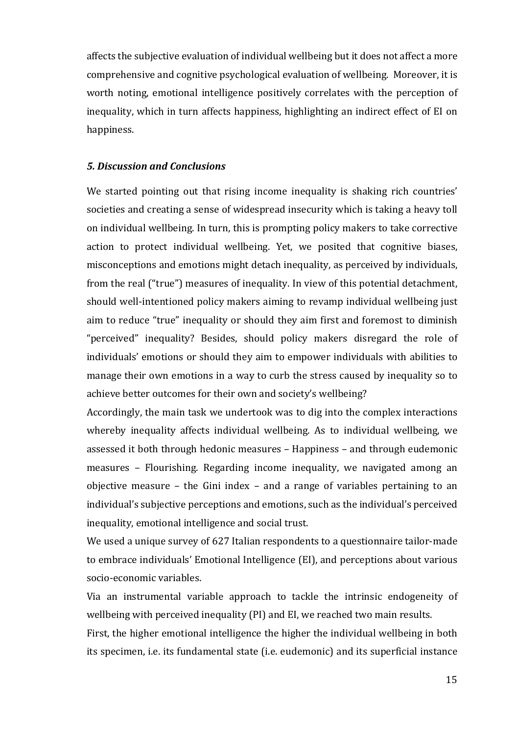affects the subjective evaluation of individual wellbeing but it does not affect a more comprehensive and cognitive psychological evaluation of wellbeing. Moreover, it is worth noting, emotional intelligence positively correlates with the perception of inequality, which in turn affects happiness, highlighting an indirect effect of EI on happiness.

### *5. Discussion and Conclusions*

We started pointing out that rising income inequality is shaking rich countries' societies and creating a sense of widespread insecurity which is taking a heavy toll on individual wellbeing. In turn, this is prompting policy makers to take corrective action to protect individual wellbeing. Yet, we posited that cognitive biases, misconceptions and emotions might detach inequality, as perceived by individuals, from the real ("true") measures of inequality. In view of this potential detachment, should well-intentioned policy makers aiming to revamp individual wellbeing just aim to reduce "true" inequality or should they aim first and foremost to diminish "perceived" inequality? Besides, should policy makers disregard the role of individuals' emotions or should they aim to empower individuals with abilities to manage their own emotions in a way to curb the stress caused by inequality so to achieve better outcomes for their own and society's wellbeing?

Accordingly, the main task we undertook was to dig into the complex interactions whereby inequality affects individual wellbeing. As to individual wellbeing, we assessed it both through hedonic measures – Happiness – and through eudemonic measures – Flourishing. Regarding income inequality, we navigated among an objective measure – the Gini index – and a range of variables pertaining to an individual's subjective perceptions and emotions, such as the individual's perceived inequality, emotional intelligence and social trust.

We used a unique survey of 627 Italian respondents to a questionnaire tailor-made to embrace individuals' Emotional Intelligence (EI), and perceptions about various socio-economic variables.

Via an instrumental variable approach to tackle the intrinsic endogeneity of wellbeing with perceived inequality (PI) and EI, we reached two main results.

First, the higher emotional intelligence the higher the individual wellbeing in both its specimen, i.e. its fundamental state (i.e. eudemonic) and its superficial instance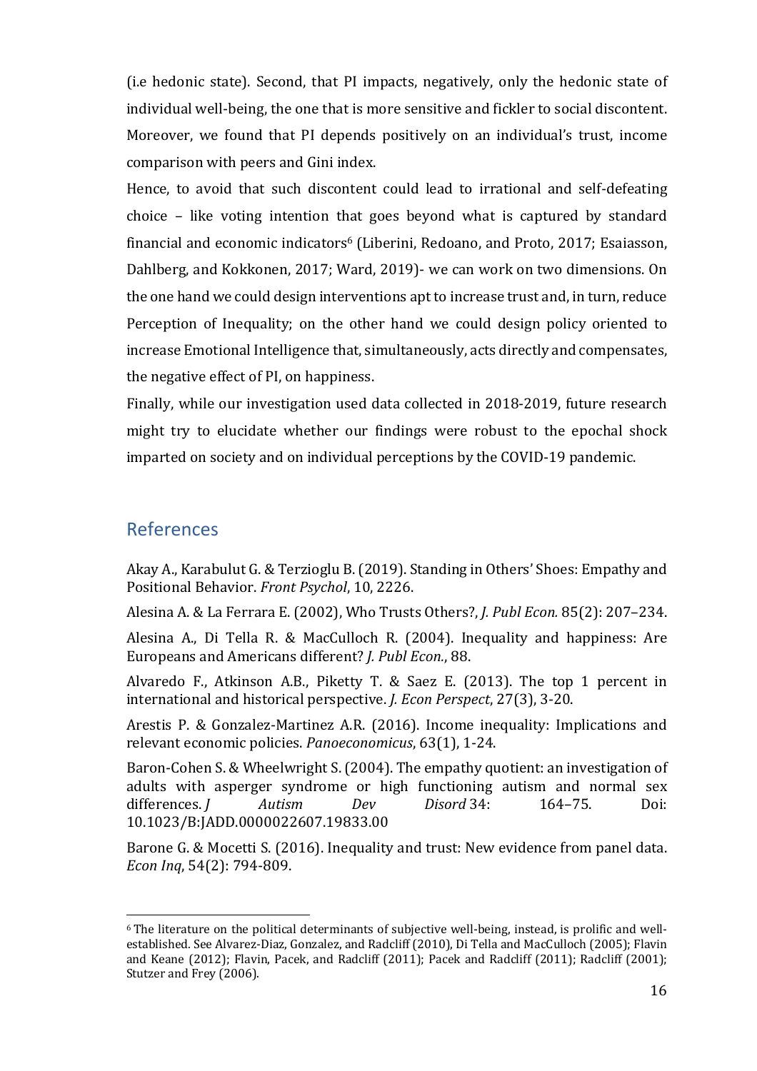(i.e hedonic state). Second, that PI impacts, negatively, only the hedonic state of individual well-being, the one that is more sensitive and fickler to social discontent. Moreover, we found that PI depends positively on an individual's trust, income comparison with peers and Gini index.

Hence, to avoid that such discontent could lead to irrational and self-defeating choice – like voting intention that goes beyond what is captured by standard financial and economic indicators[6] (Liberini, Redoano, and Proto, 2017; Esaiasson, Dahlberg, and Kokkonen, 2017; Ward, 2019)- we can work on two dimensions. On the one hand we could design interventions apt to increase trust and, in turn, reduce Perception of Inequality; on the other hand we could design policy oriented to increase Emotional Intelligence that, simultaneously, acts directly and compensates, the negative effect of PI, on happiness.

Finally, while our investigation used data collected in 2018-2019, future research might try to elucidate whether our findings were robust to the epochal shock imparted on society and on individual perceptions by the COVID-19 pandemic.

## References

Akay A., Karabulut G. & Terzioglu B. (2019). Standing in Others' Shoes: Empathy and Positional Behavior. *Front Psychol*, 10, 2226.

Alesina A. & La Ferrara E. (2002), Who Trusts Others?, *J. Publ Econ.* 85(2): 207–234.

Alesina A., Di Tella R. & MacCulloch R. (2004). Inequality and happiness: Are Europeans and Americans different? *J. Publ Econ.*, 88.

Alvaredo F., Atkinson A.B., Piketty T. & Saez E. (2013). The top 1 percent in international and historical perspective. *J. Econ Perspect*, 27(3), 3-20.

Arestis P. & Gonzalez-Martinez A.R. (2016). Income inequality: Implications and relevant economic policies. *Panoeconomicus*, 63(1), 1-24.

Baron-Cohen S. & Wheelwright S. (2004). The empathy quotient: an investigation of adults with asperger syndrome or high functioning autism and normal sex differences. *J Autism Dev Disord* 34: 164–75. Doi: 10.1023/B:JADD.0000022607.19833.00

Barone G. & Mocetti S. (2016). Inequality and trust: New evidence from panel data. *Econ Inq*, 54(2): 794-809.

---

[6] The literature on the political determinants of subjective well-being, instead, is prolific and well-established. See Alvarez-Diaz, Gonzalez, and Radcliff (2010), Di Tella and MacCulloch (2005); Flavin and Keane (2012); Flavin, Pacek, and Radcliff (2011); Pacek and Radcliff (2011); Radcliff (2001); Stutzer and Frey (2006).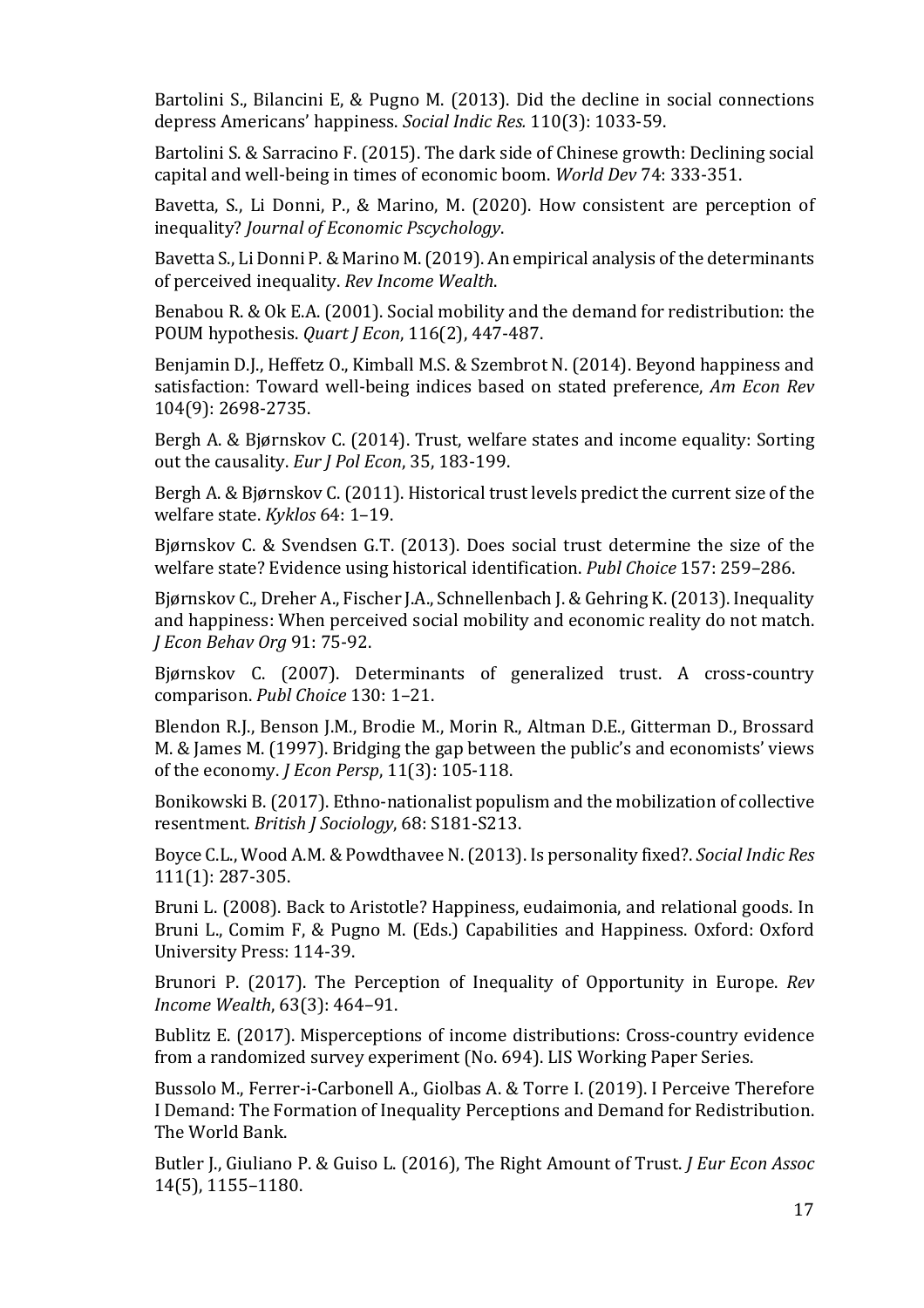Bartolini S., Bilancini E, & Pugno M. (2013). Did the decline in social connections depress Americans' happiness. *Social Indic Res.* 110(3): 1033-59.

Bartolini S. & Sarracino F. (2015). The dark side of Chinese growth: Declining social capital and well-being in times of economic boom. *World Dev* 74: 333-351.

Bavetta, S., Li Donni, P., & Marino, M. (2020). How consistent are perception of inequality? *Journal of Economic Pscychology*.

Bavetta S., Li Donni P. & Marino M. (2019). An empirical analysis of the determinants of perceived inequality. *Rev Income Wealth*.

Benabou R. & Ok E.A. (2001). Social mobility and the demand for redistribution: the POUM hypothesis. *Quart J Econ*, 116(2), 447-487.

Benjamin D.J., Heffetz O., Kimball M.S. & Szembrot N. (2014). Beyond happiness and satisfaction: Toward well-being indices based on stated preference, *Am Econ Rev* 104(9): 2698-2735.

Bergh A. & Bjørnskov C. (2014). Trust, welfare states and income equality: Sorting out the causality. *Eur J Pol Econ*, 35, 183-199.

Bergh A. & Bjørnskov C. (2011). Historical trust levels predict the current size of the welfare state. *Kyklos* 64: 1–19.

Bjørnskov C. & Svendsen G.T. (2013). Does social trust determine the size of the welfare state? Evidence using historical identification. *Publ Choice* 157: 259–286.

Bjørnskov C., Dreher A., Fischer J.A., Schnellenbach J. & Gehring K. (2013). Inequality and happiness: When perceived social mobility and economic reality do not match. *J Econ Behav Org* 91: 75-92.

Bjørnskov C. (2007). Determinants of generalized trust. A cross-country comparison. *Publ Choice* 130: 1–21.

Blendon R.J., Benson J.M., Brodie M., Morin R., Altman D.E., Gitterman D., Brossard M. & James M. (1997). Bridging the gap between the public's and economists' views of the economy. *J Econ Persp*, 11(3): 105-118.

Bonikowski B. (2017). Ethno-nationalist populism and the mobilization of collective resentment. *British J Sociology*, 68: S181-S213.

Boyce C.L., Wood A.M. & Powdthavee N. (2013). Is personality fixed?. *Social Indic Res* 111(1): 287-305.

Bruni L. (2008). Back to Aristotle? Happiness, eudaimonia, and relational goods. In Bruni L., Comim F, & Pugno M. (Eds.) Capabilities and Happiness. Oxford: Oxford University Press: 114-39.

Brunori P. (2017). The Perception of Inequality of Opportunity in Europe. *Rev Income Wealth*, 63(3): 464–91.

Bublitz E. (2017). Misperceptions of income distributions: Cross-country evidence from a randomized survey experiment (No. 694). LIS Working Paper Series.

Bussolo M., Ferrer-i-Carbonell A., Giolbas A. & Torre I. (2019). I Perceive Therefore I Demand: The Formation of Inequality Perceptions and Demand for Redistribution. The World Bank.

Butler J., Giuliano P. & Guiso L. (2016), The Right Amount of Trust. *J Eur Econ Assoc* 14(5), 1155–1180.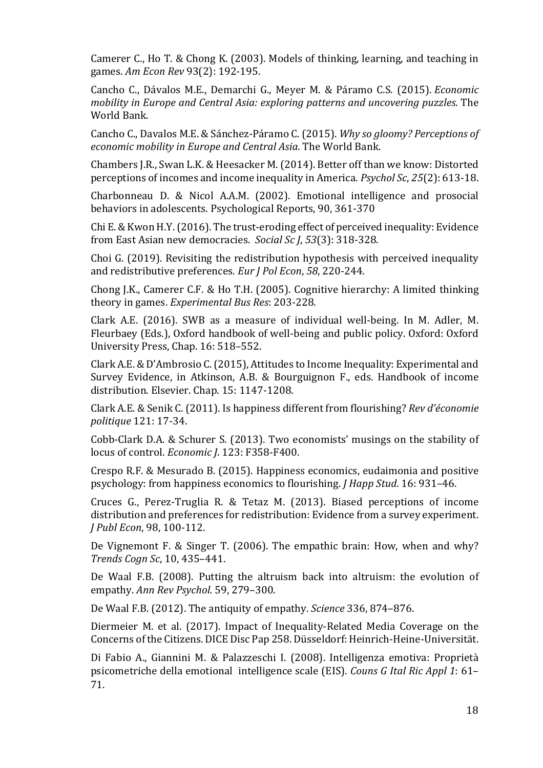Camerer C., Ho T. & Chong K. (2003). Models of thinking, learning, and teaching in games. *Am Econ Rev* 93(2): 192-195.

Cancho C., Dávalos M.E., Demarchi G., Meyer M. & Páramo C.S. (2015). *Economic mobility in Europe and Central Asia: exploring patterns and uncovering puzzles*. The World Bank.

Cancho C., Davalos M.E. & Sánchez-Páramo C. (2015). *Why so gloomy? Perceptions of economic mobility in Europe and Central Asia*. The World Bank.

Chambers J.R., Swan L.K. & Heesacker M. (2014). Better off than we know: Distorted perceptions of incomes and income inequality in America. *Psychol Sc*, *25*(2): 613-18.

Charbonneau D. & Nicol A.A.M. (2002). Emotional intelligence and prosocial behaviors in adolescents. Psychological Reports, 90, 361-370

Chi E. & Kwon H.Y. (2016). The trust-eroding effect of perceived inequality: Evidence from East Asian new democracies. *Social Sc J*, *53*(3): 318-328.

Choi G. (2019). Revisiting the redistribution hypothesis with perceived inequality and redistributive preferences. *Eur J Pol Econ*, *58*, 220-244.

Chong J.K., Camerer C.F. & Ho T.H. (2005). Cognitive hierarchy: A limited thinking theory in games. *Experimental Bus Res*: 203-228.

Clark A.E. (2016). SWB as a measure of individual well-being. In M. Adler, M. Fleurbaey (Eds.), Oxford handbook of well-being and public policy. Oxford: Oxford University Press, Chap. 16: 518–552.

Clark A.E. & D'Ambrosio C. (2015), Attitudes to Income Inequality: Experimental and Survey Evidence, in Atkinson, A.B. & Bourguignon F., eds. Handbook of income distribution. Elsevier. Chap. 15: 1147-1208.

Clark A.E. & Senik C. (2011). Is happiness different from flourishing? *Rev d'économie politique* 121: 17-34.

Cobb-Clark D.A. & Schurer S. (2013). Two economists' musings on the stability of locus of control. *Economic J*. 123: F358-F400.

Crespo R.F. & Mesurado B. (2015). Happiness economics, eudaimonia and positive psychology: from happiness economics to flourishing. *J Happ Stud*. 16: 931–46.

Cruces G., Perez-Truglia R. & Tetaz M. (2013). Biased perceptions of income distribution and preferences for redistribution: Evidence from a survey experiment. *J Publ Econ*, 98, 100-112.

De Vignemont F. & Singer T. (2006). The empathic brain: How, when and why? *Trends Cogn Sc*, 10, 435–441.

De Waal F.B. (2008). Putting the altruism back into altruism: the evolution of empathy. *Ann Rev Psychol.* 59, 279–300.

De Waal F.B. (2012). The antiquity of empathy. *Science* 336, 874–876.

Diermeier M. et al. (2017). Impact of Inequality-Related Media Coverage on the Concerns of the Citizens. DICE Disc Pap 258. Düsseldorf: Heinrich-Heine-Universität.

Di Fabio A., Giannini M. & Palazzeschi I. (2008). Intelligenza emotiva: Proprietà psicometriche della emotional intelligence scale (EIS). *Couns G Ital Ric Appl 1*: 61–71.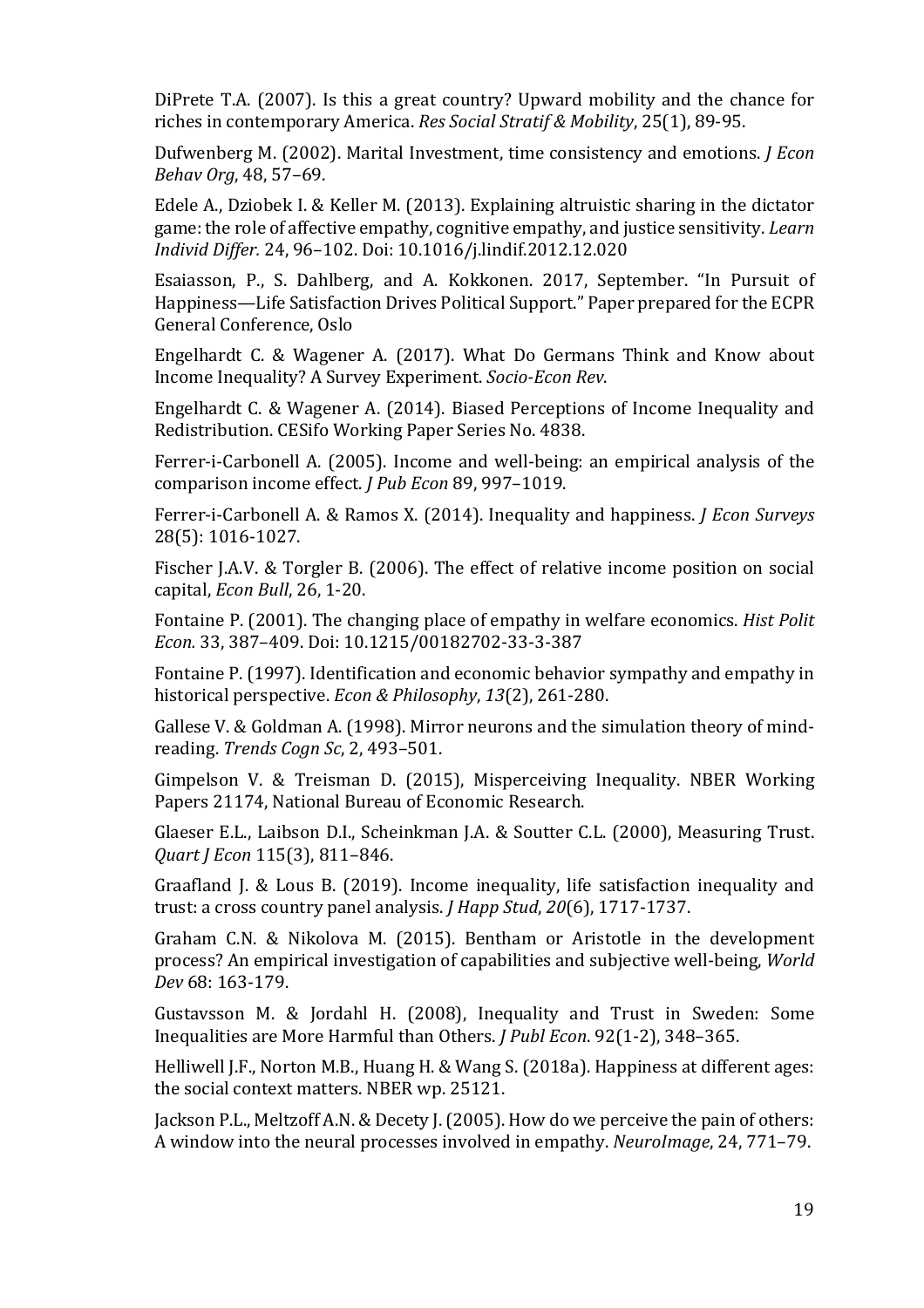DiPrete T.A. (2007). Is this a great country? Upward mobility and the chance for riches in contemporary America. *Res Social Stratif & Mobility*, 25(1), 89-95.

Dufwenberg M. (2002). Marital Investment, time consistency and emotions. *J Econ Behav Org*, 48, 57–69.

Edele A., Dziobek I. & Keller M. (2013). Explaining altruistic sharing in the dictator game: the role of affective empathy, cognitive empathy, and justice sensitivity. *Learn Individ Differ.* 24, 96–102. Doi: 10.1016/j.lindif.2012.12.020

Esaiasson, P., S. Dahlberg, and A. Kokkonen. 2017, September. "In Pursuit of Happiness—Life Satisfaction Drives Political Support." Paper prepared for the ECPR General Conference, Oslo

Engelhardt C. & Wagener A. (2017). What Do Germans Think and Know about Income Inequality? A Survey Experiment. *Socio-Econ Rev*.

Engelhardt C. & Wagener A. (2014). Biased Perceptions of Income Inequality and Redistribution. CESifo Working Paper Series No. 4838.

Ferrer-i-Carbonell A. (2005). Income and well-being: an empirical analysis of the comparison income effect. *J Pub Econ* 89, 997–1019.

Ferrer-i-Carbonell A. & Ramos X. (2014). Inequality and happiness. *J Econ Surveys* 28(5): 1016-1027.

Fischer J.A.V. & Torgler B. (2006). The effect of relative income position on social capital, *Econ Bull*, 26, 1-20.

Fontaine P. (2001). The changing place of empathy in welfare economics. *Hist Polit Econ.* 33, 387–409. Doi: 10.1215/00182702-33-3-387

Fontaine P. (1997). Identification and economic behavior sympathy and empathy in historical perspective. *Econ & Philosophy*, *13*(2), 261-280.

Gallese V. & Goldman A. (1998). Mirror neurons and the simulation theory of mind-reading. *Trends Cogn Sc*, 2, 493–501.

Gimpelson V. & Treisman D. (2015), Misperceiving Inequality. NBER Working Papers 21174, National Bureau of Economic Research.

Glaeser E.L., Laibson D.I., Scheinkman J.A. & Soutter C.L. (2000), Measuring Trust. *Quart J Econ* 115(3), 811–846.

Graafland J. & Lous B. (2019). Income inequality, life satisfaction inequality and trust: a cross country panel analysis. *J Happ Stud*, *20*(6), 1717-1737.

Graham C.N. & Nikolova M. (2015). Bentham or Aristotle in the development process? An empirical investigation of capabilities and subjective well-being, *World Dev* 68: 163-179.

Gustavsson M. & Jordahl H. (2008), Inequality and Trust in Sweden: Some Inequalities are More Harmful than Others. *J Publ Econ*. 92(1-2), 348–365.

Helliwell J.F., Norton M.B., Huang H. & Wang S. (2018a). Happiness at different ages: the social context matters. NBER wp. 25121.

Jackson P.L., Meltzoff A.N. & Decety J. (2005). How do we perceive the pain of others: A window into the neural processes involved in empathy. *NeuroImage*, 24, 771–79.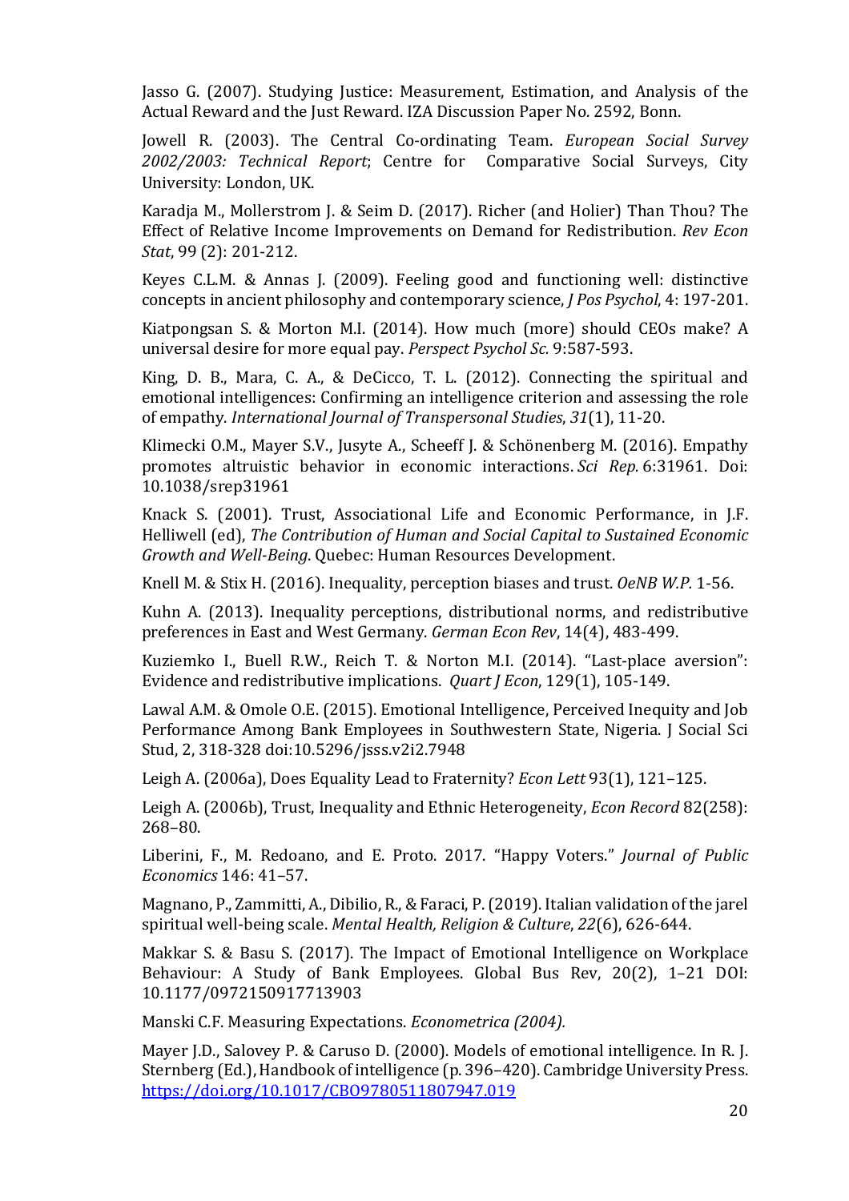Jasso G. (2007). Studying Justice: Measurement, Estimation, and Analysis of the Actual Reward and the Just Reward. IZA Discussion Paper No. 2592, Bonn.

Jowell R. (2003). The Central Co-ordinating Team. *European Social Survey 2002/2003: Technical Report*; Centre for Comparative Social Surveys, City University: London, UK.

Karadja M., Mollerstrom J. & Seim D. (2017). Richer (and Holier) Than Thou? The Effect of Relative Income Improvements on Demand for Redistribution. *Rev Econ Stat*, 99 (2): 201-212.

Keyes C.L.M. & Annas J. (2009). Feeling good and functioning well: distinctive concepts in ancient philosophy and contemporary science, *J Pos Psychol*, 4: 197-201.

Kiatpongsan S. & Morton M.I. (2014). How much (more) should CEOs make? A universal desire for more equal pay. *Perspect Psychol Sc.* 9:587-593.

King, D. B., Mara, C. A., & DeCicco, T. L. (2012). Connecting the spiritual and emotional intelligences: Confirming an intelligence criterion and assessing the role of empathy. *International Journal of Transpersonal Studies*, *31*(1), 11-20.

Klimecki O.M., Mayer S.V., Jusyte A., Scheeff J. & Schönenberg M. (2016). Empathy promotes altruistic behavior in economic interactions. *Sci Rep.* 6:31961. Doi: 10.1038/srep31961

Knack S. (2001). Trust, Associational Life and Economic Performance, in J.F. Helliwell (ed), *The Contribution of Human and Social Capital to Sustained Economic Growth and Well-Being*. Quebec: Human Resources Development.

Knell M. & Stix H. (2016). Inequality, perception biases and trust. *OeNB W.P.* 1-56.

Kuhn A. (2013). Inequality perceptions, distributional norms, and redistributive preferences in East and West Germany. *German Econ Rev*, 14(4), 483-499.

Kuziemko I., Buell R.W., Reich T. & Norton M.I. (2014). "Last-place aversion": Evidence and redistributive implications. *Quart J Econ*, 129(1), 105-149.

Lawal A.M. & Omole O.E. (2015). Emotional Intelligence, Perceived Inequity and Job Performance Among Bank Employees in Southwestern State, Nigeria. J Social Sci Stud, 2, 318-328 doi:10.5296/jsss.v2i2.7948

Leigh A. (2006a), Does Equality Lead to Fraternity? *Econ Lett* 93(1), 121–125.

Leigh A. (2006b), Trust, Inequality and Ethnic Heterogeneity, *Econ Record* 82(258): 268–80.

Liberini, F., M. Redoano, and E. Proto. 2017. "Happy Voters." *Journal of Public Economics* 146: 41–57.

Magnano, P., Zammitti, A., Dibilio, R., & Faraci, P. (2019). Italian validation of the jarel spiritual well-being scale. *Mental Health, Religion & Culture*, *22*(6), 626-644.

Makkar S. & Basu S. (2017). The Impact of Emotional Intelligence on Workplace Behaviour: A Study of Bank Employees. Global Bus Rev, 20(2), 1–21 DOI: 10.1177/0972150917713903

Manski C.F. Measuring Expectations. *Econometrica (2004).*

Mayer J.D., Salovey P. & Caruso D. (2000). Models of emotional intelligence. In R. J. Sternberg (Ed.), Handbook of intelligence (p. 396–420). Cambridge University Press. https://doi.org/10.1017/CBO9780511807947.019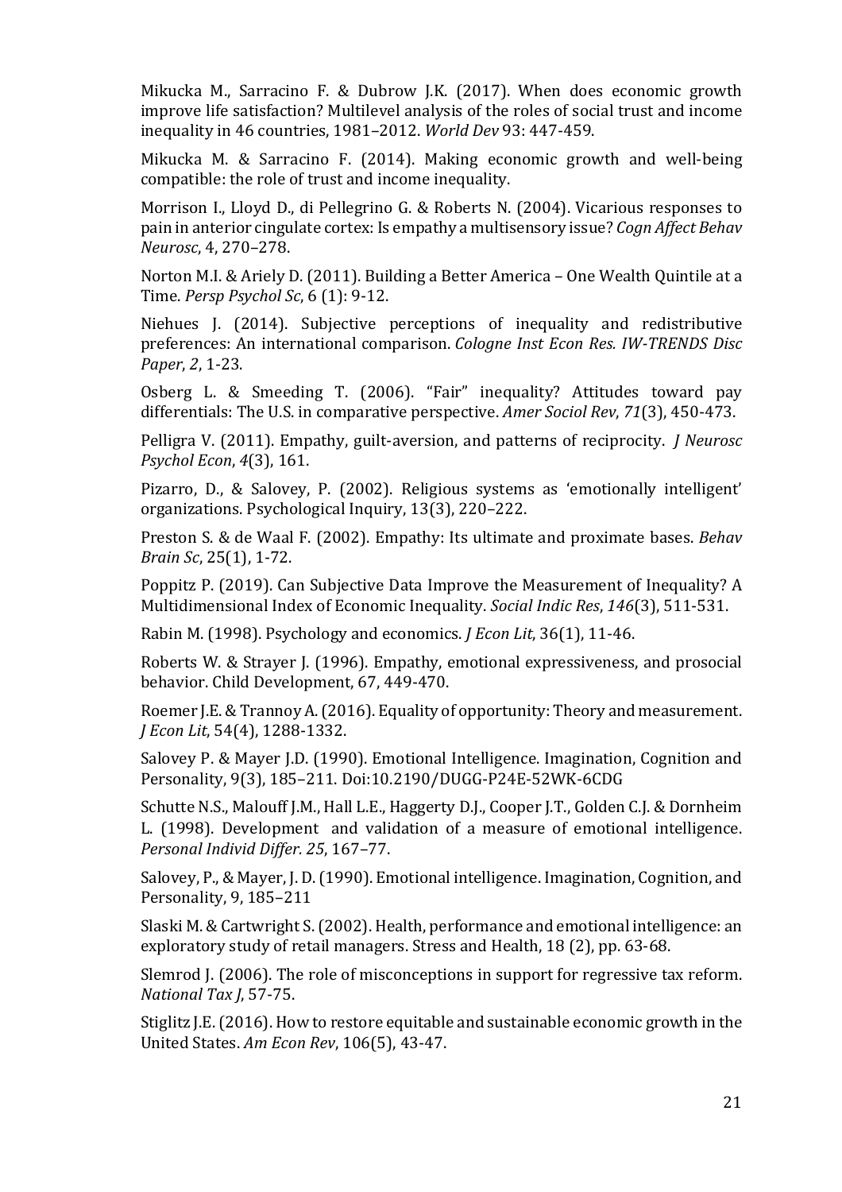Mikucka M., Sarracino F. & Dubrow J.K. (2017). When does economic growth improve life satisfaction? Multilevel analysis of the roles of social trust and income inequality in 46 countries, 1981–2012. *World Dev* 93: 447-459.

Mikucka M. & Sarracino F. (2014). Making economic growth and well-being compatible: the role of trust and income inequality.

Morrison I., Lloyd D., di Pellegrino G. & Roberts N. (2004). Vicarious responses to pain in anterior cingulate cortex: Is empathy a multisensory issue? *Cogn Affect Behav Neurosc*, 4, 270–278.

Norton M.I. & Ariely D. (2011). Building a Better America – One Wealth Quintile at a Time. *Persp Psychol Sc*, 6 (1): 9-12.

Niehues J. (2014). Subjective perceptions of inequality and redistributive preferences: An international comparison. *Cologne Inst Econ Res. IW-TRENDS Disc Paper*, *2*, 1-23.

Osberg L. & Smeeding T. (2006). "Fair" inequality? Attitudes toward pay differentials: The U.S. in comparative perspective. *Amer Sociol Rev*, *71*(3), 450-473.

Pelligra V. (2011). Empathy, guilt-aversion, and patterns of reciprocity. *J Neurosc Psychol Econ*, *4*(3), 161.

Pizarro, D., & Salovey, P. (2002). Religious systems as 'emotionally intelligent' organizations. Psychological Inquiry, 13(3), 220–222.

Preston S. & de Waal F. (2002). Empathy: Its ultimate and proximate bases. *Behav Brain Sc*, 25(1), 1-72.

Poppitz P. (2019). Can Subjective Data Improve the Measurement of Inequality? A Multidimensional Index of Economic Inequality. *Social Indic Res*, *146*(3), 511-531.

Rabin M. (1998). Psychology and economics. *J Econ Lit*, 36(1), 11-46.

Roberts W. & Strayer J. (1996). Empathy, emotional expressiveness, and prosocial behavior. Child Development, 67, 449-470.

Roemer J.E. & Trannoy A. (2016). Equality of opportunity: Theory and measurement. *J Econ Lit*, 54(4), 1288-1332.

Salovey P. & Mayer J.D. (1990). Emotional Intelligence. Imagination, Cognition and Personality, 9(3), 185–211. Doi:10.2190/DUGG-P24E-52WK-6CDG

Schutte N.S., Malouff J.M., Hall L.E., Haggerty D.J., Cooper J.T., Golden C.J. & Dornheim L. (1998). Development and validation of a measure of emotional intelligence. *Personal Individ Differ. 25*, 167–77.

Salovey, P., & Mayer, J. D. (1990). Emotional intelligence. Imagination, Cognition, and Personality, 9, 185–211

Slaski M. & Cartwright S. (2002). Health, performance and emotional intelligence: an exploratory study of retail managers. Stress and Health, 18 (2), pp. 63-68.

Slemrod J. (2006). The role of misconceptions in support for regressive tax reform. *National Tax J*, 57-75.

Stiglitz J.E. (2016). How to restore equitable and sustainable economic growth in the United States. *Am Econ Rev*, 106(5), 43-47.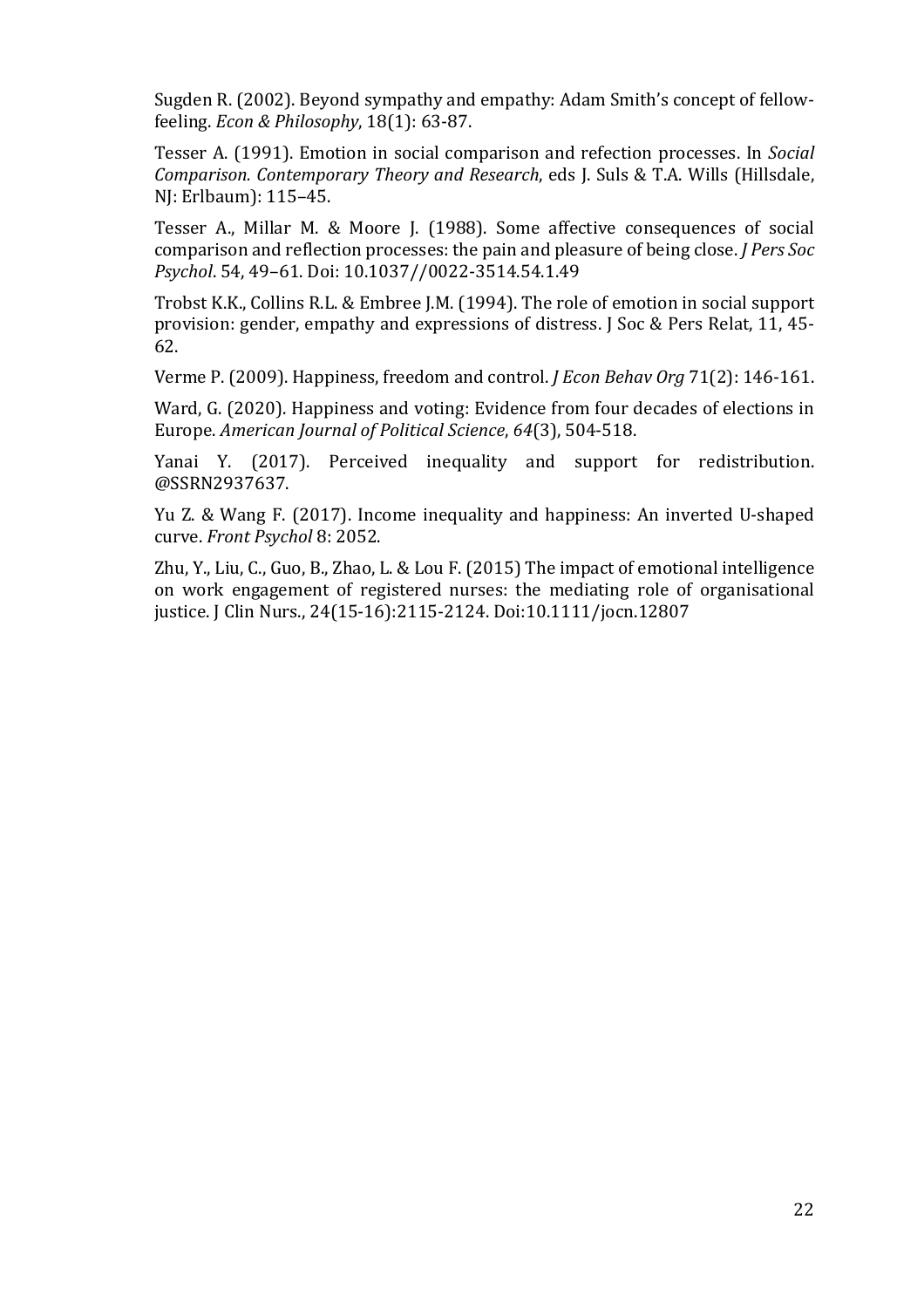Sugden R. (2002). Beyond sympathy and empathy: Adam Smith's concept of fellow-feeling. *Econ & Philosophy*, 18(1): 63-87.

Tesser A. (1991). Emotion in social comparison and refection processes. In *Social Comparison. Contemporary Theory and Research*, eds J. Suls & T.A. Wills (Hillsdale, NJ: Erlbaum): 115–45.

Tesser A., Millar M. & Moore J. (1988). Some affective consequences of social comparison and reflection processes: the pain and pleasure of being close. *J Pers Soc Psychol*. 54, 49–61. Doi: 10.1037//0022-3514.54.1.49

Trobst K.K., Collins R.L. & Embree J.M. (1994). The role of emotion in social support provision: gender, empathy and expressions of distress. J Soc & Pers Relat, 11, 45-62.

Verme P. (2009). Happiness, freedom and control. *J Econ Behav Org* 71(2): 146-161.

Ward, G. (2020). Happiness and voting: Evidence from four decades of elections in Europe. *American Journal of Political Science*, *64*(3), 504-518.

Yanai Y. (2017). Perceived inequality and support for redistribution. @SSRN2937637.

Yu Z. & Wang F. (2017). Income inequality and happiness: An inverted U-shaped curve. *Front Psychol* 8: 2052.

Zhu, Y., Liu, C., Guo, B., Zhao, L. & Lou F. (2015) The impact of emotional intelligence on work engagement of registered nurses: the mediating role of organisational justice. J Clin Nurs., 24(15-16):2115-2124. Doi:10.1111/jocn.12807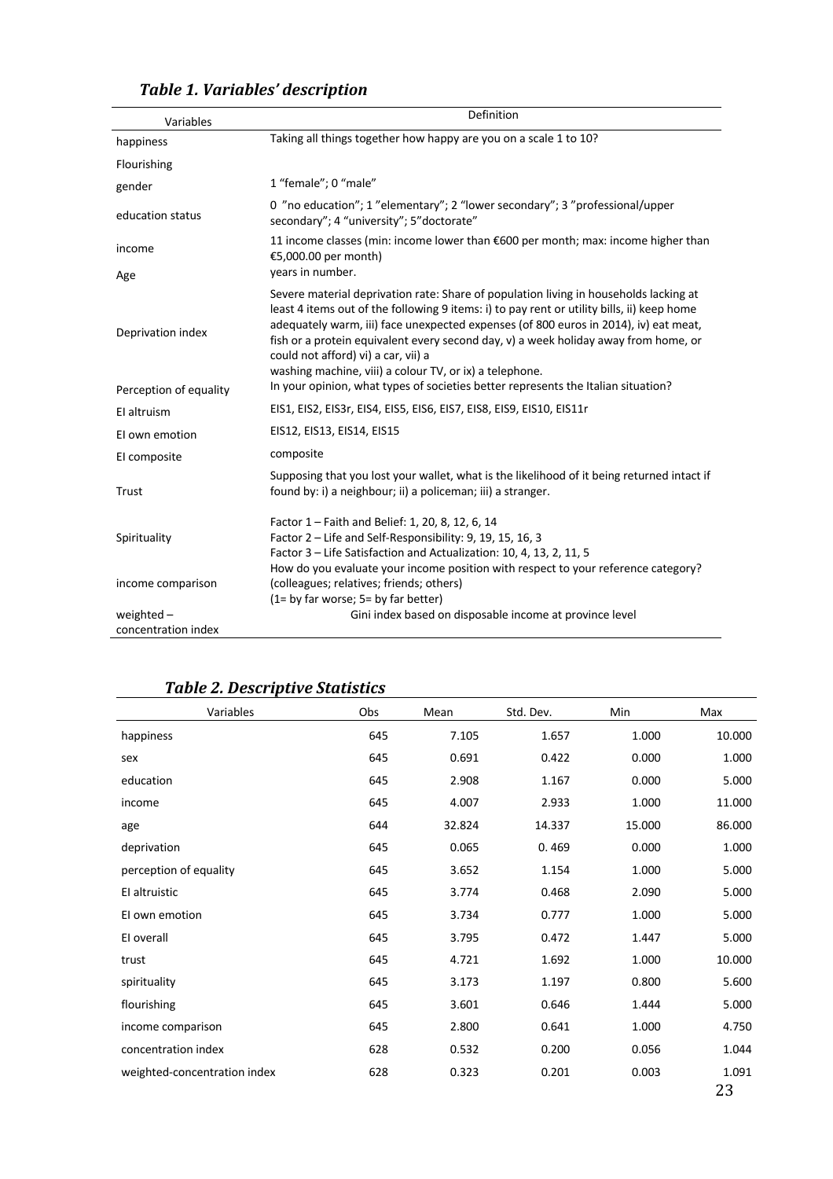## *Table 1. Variables' description*

| Variables | Definition |
|---|---|
| happiness | Taking all things together how happy are you on a scale 1 to 10? |
| Flourishing | |
| gender | 1 "female"; 0 "male" |
| education status | 0 "no education"; 1 "elementary"; 2 "lower secondary"; 3 "professional/upper secondary"; 4 "university"; 5"doctorate" |
| income | 11 income classes (min: income lower than €600 per month; max: income higher than €5,000.00 per month) |
| Age | years in number. |
| Deprivation index | Severe material deprivation rate: Share of population living in households lacking at least 4 items out of the following 9 items: i) to pay rent or utility bills, ii) keep home adequately warm, iii) face unexpected expenses (of 800 euros in 2014), iv) eat meat, fish or a protein equivalent every second day, v) a week holiday away from home, or could not afford) vi) a car, vii) a washing machine, viii) a colour TV, or ix) a telephone. |
| Perception of equality | In your opinion, what types of societies better represents the Italian situation? |
| EI altruism | EIS1, EIS2, EIS3r, EIS4, EIS5, EIS6, EIS7, EIS8, EIS9, EIS10, EIS11r |
| EI own emotion | EIS12, EIS13, EIS14, EIS15 |
| EI composite | composite |
| Trust | Supposing that you lost your wallet, what is the likelihood of it being returned intact if found by: i) a neighbour; ii) a policeman; iii) a stranger. |
| Spirituality | Factor 1 – Faith and Belief: 1, 20, 8, 12, 6, 14<br>Factor 2 – Life and Self-Responsibility: 9, 19, 15, 16, 3<br>Factor 3 – Life Satisfaction and Actualization: 10, 4, 13, 2, 11, 5 |
| income comparison | How do you evaluate your income position with respect to your reference category? (colleagues; relatives; friends; others)<br>(1= by far worse; 5= by far better) |
| weighted – concentration index | Gini index based on disposable income at province level |

## *Table 2. Descriptive Statistics*

| Variables | Obs | Mean | Std. Dev. | Min | Max |
|---|---|---|---|---|---|
| happiness | 645 | 7.105 | 1.657 | 1.000 | 10.000 |
| sex | 645 | 0.691 | 0.422 | 0.000 | 1.000 |
| education | 645 | 2.908 | 1.167 | 0.000 | 5.000 |
| income | 645 | 4.007 | 2.933 | 1.000 | 11.000 |
| age | 644 | 32.824 | 14.337 | 15.000 | 86.000 |
| deprivation | 645 | 0.065 | 0. 469 | 0.000 | 1.000 |
| perception of equality | 645 | 3.652 | 1.154 | 1.000 | 5.000 |
| EI altruistic | 645 | 3.774 | 0.468 | 2.090 | 5.000 |
| EI own emotion | 645 | 3.734 | 0.777 | 1.000 | 5.000 |
| EI overall | 645 | 3.795 | 0.472 | 1.447 | 5.000 |
| trust | 645 | 4.721 | 1.692 | 1.000 | 10.000 |
| spirituality | 645 | 3.173 | 1.197 | 0.800 | 5.600 |
| flourishing | 645 | 3.601 | 0.646 | 1.444 | 5.000 |
| income comparison | 645 | 2.800 | 0.641 | 1.000 | 4.750 |
| concentration index | 628 | 0.532 | 0.200 | 0.056 | 1.044 |
| weighted-concentration index | 628 | 0.323 | 0.201 | 0.003 | 1.091 |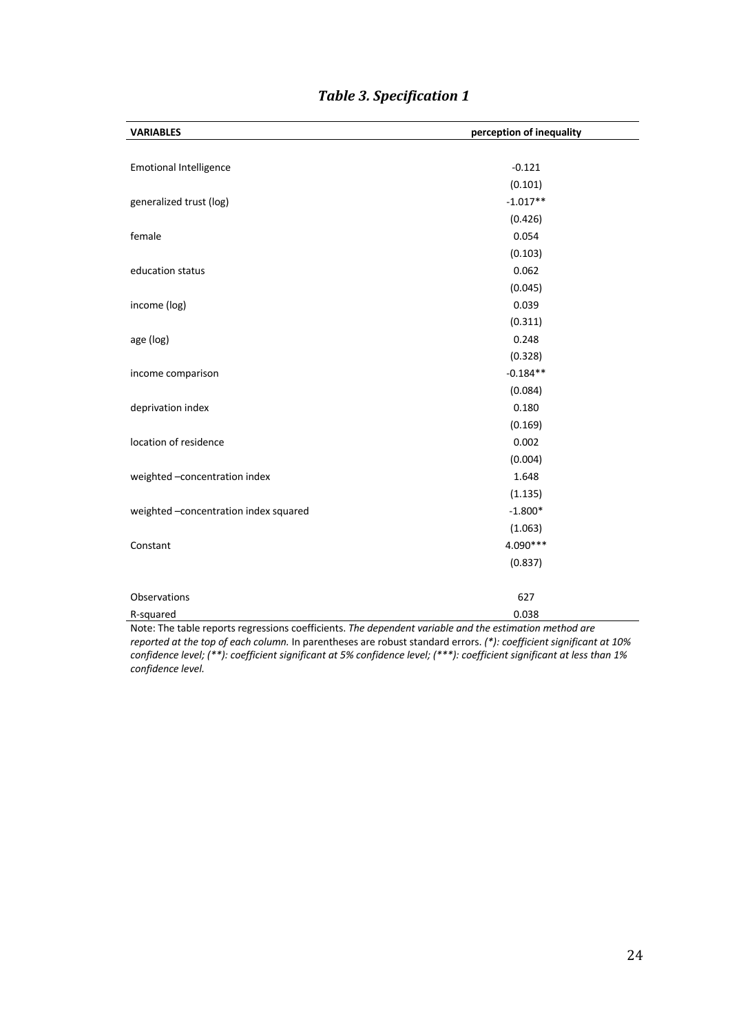### *Table 3. Specification 1*

| VARIABLES | perception of inequality |
|---|---|
| Emotional Intelligence | -0.121 |
| | (0.101) |
| generalized trust (log) | -1.017** |
| | (0.426) |
| female | 0.054 |
| | (0.103) |
| education status | 0.062 |
| | (0.045) |
| income (log) | 0.039 |
| | (0.311) |
| age (log) | 0.248 |
| | (0.328) |
| income comparison | -0.184** |
| | (0.084) |
| deprivation index | 0.180 |
| | (0.169) |
| location of residence | 0.002 |
| | (0.004) |
| weighted –concentration index | 1.648 |
| | (1.135) |
| weighted –concentration index squared | -1.800* |
| | (1.063) |
| Constant | 4.090*** |
| | (0.837) |
| Observations | 627 |
| R-squared | 0.038 |

Note: The table reports regressions coefficients. *The dependent variable and the estimation method are reported at the top of each column.* In parentheses are robust standard errors. *(*): coefficient significant at 10% confidence level; (**): coefficient significant at 5% confidence level; (***): coefficient significant at less than 1% confidence level.*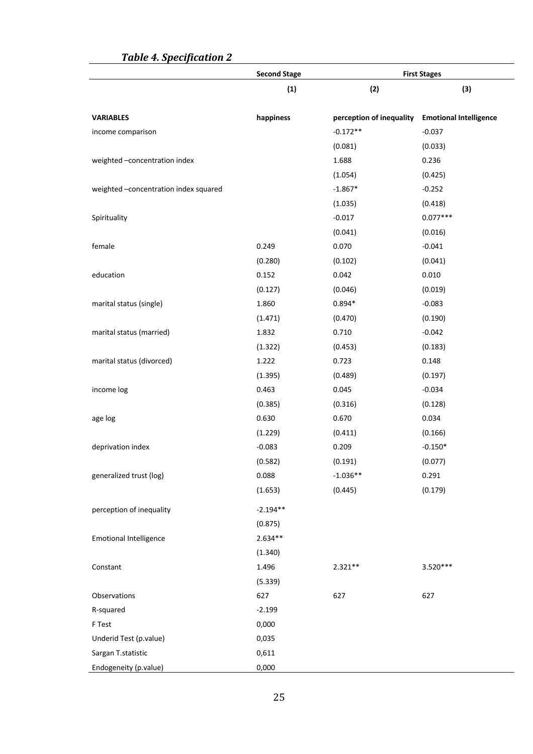## *Table 4. Specification 2*

| | Second Stage | First Stages | |
|---|---|---|---|
| | (1) | (2) | (3) |
| **VARIABLES** | **happiness** | **perception of inequality** | **Emotional Intelligence** |
| income comparison | | -0.172** | -0.037 |
| | | (0.081) | (0.033) |
| weighted –concentration index | | 1.688 | 0.236 |
| | | (1.054) | (0.425) |
| weighted –concentration index squared | | -1.867* | -0.252 |
| | | (1.035) | (0.418) |
| Spirituality | | -0.017 | 0.077*** |
| | | (0.041) | (0.016) |
| female | 0.249 | 0.070 | -0.041 |
| | (0.280) | (0.102) | (0.041) |
| education | 0.152 | 0.042 | 0.010 |
| | (0.127) | (0.046) | (0.019) |
| marital status (single) | 1.860 | 0.894* | -0.083 |
| | (1.471) | (0.470) | (0.190) |
| marital status (married) | 1.832 | 0.710 | -0.042 |
| | (1.322) | (0.453) | (0.183) |
| marital status (divorced) | 1.222 | 0.723 | 0.148 |
| | (1.395) | (0.489) | (0.197) |
| income log | 0.463 | 0.045 | -0.034 |
| | (0.385) | (0.316) | (0.128) |
| age log | 0.630 | 0.670 | 0.034 |
| | (1.229) | (0.411) | (0.166) |
| deprivation index | -0.083 | 0.209 | -0.150* |
| | (0.582) | (0.191) | (0.077) |
| generalized trust (log) | 0.088 | -1.036** | 0.291 |
| | (1.653) | (0.445) | (0.179) |
| perception of inequality | -2.194** | | |
| | (0.875) | | |
| Emotional Intelligence | 2.634** | | |
| | (1.340) | | |
| Constant | 1.496 | 2.321** | 3.520*** |
| | (5.339) | | |
| Observations | 627 | 627 | 627 |
| R-squared | -2.199 | | |
| F Test | 0,000 | | |
| Underid Test (p.value) | 0,035 | | |
| Sargan T.statistic | 0,611 | | |
| Endogeneity (p.value) | 0,000 | | |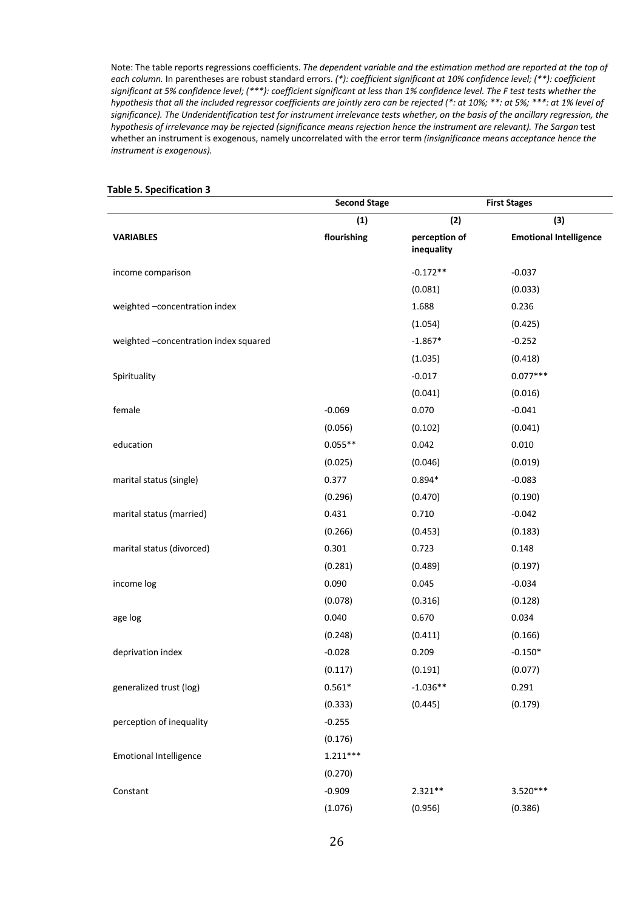Note: The table reports regressions coefficients. *The dependent variable and the estimation method are reported at the top of each column.* In parentheses are robust standard errors. *(*): coefficient significant at 10% confidence level; (**): coefficient significant at 5% confidence level; (***): coefficient significant at less than 1% confidence level. The F test tests whether the hypothesis that all the included regressor coefficients are jointly zero can be rejected (*: at 10%; **: at 5%; ***: at 1% level of significance). The Underidentification test for instrument irrelevance tests whether, on the basis of the ancillary regression, the hypothesis of irrelevance may be rejected (significance means rejection hence the instrument are relevant). The Sargan* test whether an instrument is exogenous, namely uncorrelated with the error term *(insignificance means acceptance hence the instrument is exogenous).*

**Table 5. Specification 3**

| | Second Stage | First Stages | |
|---|---|---|---|
| | (1) | (2) | (3) |
| **VARIABLES** | **flourishing** | **perception of inequality** | **Emotional Intelligence** |
| income comparison | | -0.172** | -0.037 |
| | | (0.081) | (0.033) |
| weighted –concentration index | | 1.688 | 0.236 |
| | | (1.054) | (0.425) |
| weighted –concentration index squared | | -1.867* | -0.252 |
| | | (1.035) | (0.418) |
| Spirituality | | -0.017 | 0.077*** |
| | | (0.041) | (0.016) |
| female | -0.069 | 0.070 | -0.041 |
| | (0.056) | (0.102) | (0.041) |
| education | 0.055** | 0.042 | 0.010 |
| | (0.025) | (0.046) | (0.019) |
| marital status (single) | 0.377 | 0.894* | -0.083 |
| | (0.296) | (0.470) | (0.190) |
| marital status (married) | 0.431 | 0.710 | -0.042 |
| | (0.266) | (0.453) | (0.183) |
| marital status (divorced) | 0.301 | 0.723 | 0.148 |
| | (0.281) | (0.489) | (0.197) |
| income log | 0.090 | 0.045 | -0.034 |
| | (0.078) | (0.316) | (0.128) |
| age log | 0.040 | 0.670 | 0.034 |
| | (0.248) | (0.411) | (0.166) |
| deprivation index | -0.028 | 0.209 | -0.150* |
| | (0.117) | (0.191) | (0.077) |
| generalized trust (log) | 0.561* | -1.036** | 0.291 |
| | (0.333) | (0.445) | (0.179) |
| perception of inequality | -0.255 | | |
| | (0.176) | | |
| Emotional Intelligence | 1.211*** | | |
| | (0.270) | | |
| Constant | -0.909 | 2.321** | 3.520*** |
| | (1.076) | (0.956) | (0.386) |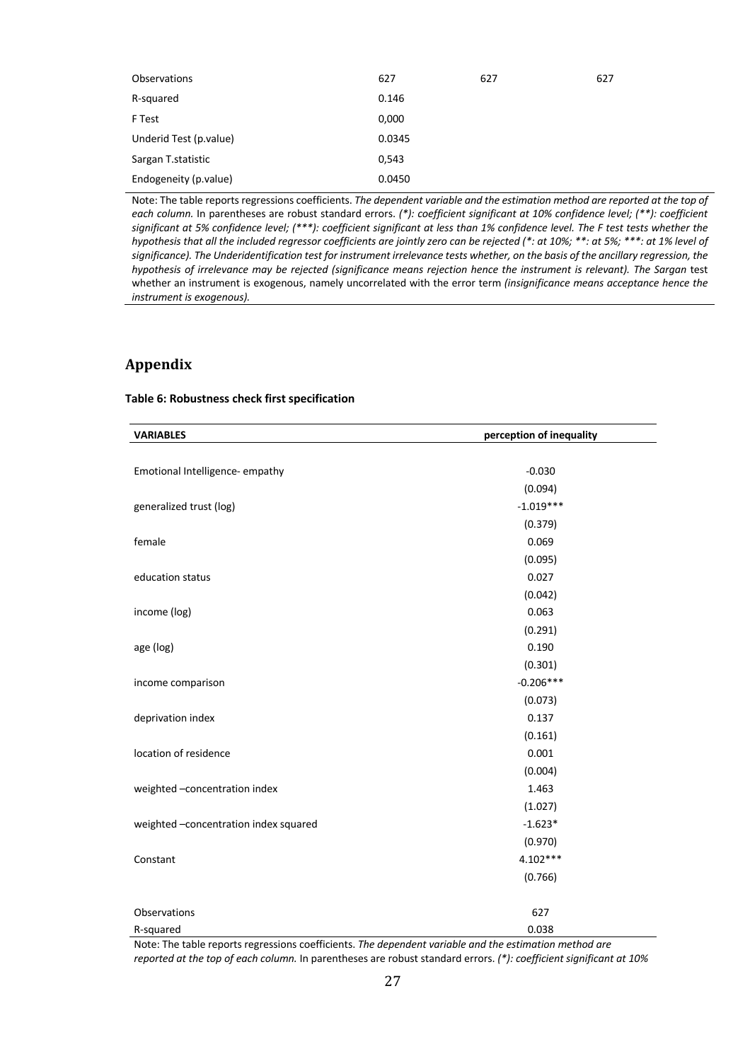| | | | |
|---|---|---|---|
| Observations | 627 | 627 | 627 |
| R-squared | 0.146 | | |
| F Test | 0,000 | | |
| Underid Test (p.value) | 0.0345 | | |
| Sargan T.statistic | 0,543 | | |
| Endogeneity (p.value) | 0.0450 | | |

Note: The table reports regressions coefficients. *The dependent variable and the estimation method are reported at the top of each column.* In parentheses are robust standard errors. *(\*): coefficient significant at 10% confidence level; (\*\*): coefficient significant at 5% confidence level; (\*\*\*): coefficient significant at less than 1% confidence level. The F test tests whether the hypothesis that all the included regressor coefficients are jointly zero can be rejected (\*: at 10%; \*\*: at 5%; \*\*\*: at 1% level of significance). The Underidentification test for instrument irrelevance tests whether, on the basis of the ancillary regression, the hypothesis of irrelevance may be rejected (significance means rejection hence the instrument is relevant). The Sargan* test whether an instrument is exogenous, namely uncorrelated with the error term *(insignificance means acceptance hence the instrument is exogenous).*

## Appendix

**Table 6: Robustness check first specification**

| **VARIABLES** | **perception of inequality** |
|---|---|
| Emotional Intelligence- empathy | -0.030 |
| | (0.094) |
| generalized trust (log) | -1.019*** |
| | (0.379) |
| female | 0.069 |
| | (0.095) |
| education status | 0.027 |
| | (0.042) |
| income (log) | 0.063 |
| | (0.291) |
| age (log) | 0.190 |
| | (0.301) |
| income comparison | -0.206*** |
| | (0.073) |
| deprivation index | 0.137 |
| | (0.161) |
| location of residence | 0.001 |
| | (0.004) |
| weighted –concentration index | 1.463 |
| | (1.027) |
| weighted –concentration index squared | -1.623* |
| | (0.970) |
| Constant | 4.102*** |
| | (0.766) |
| Observations | 627 |
| R-squared | 0.038 |

Note: The table reports regressions coefficients. *The dependent variable and the estimation method are reported at the top of each column.* In parentheses are robust standard errors. *(\*): coefficient significant at 10%*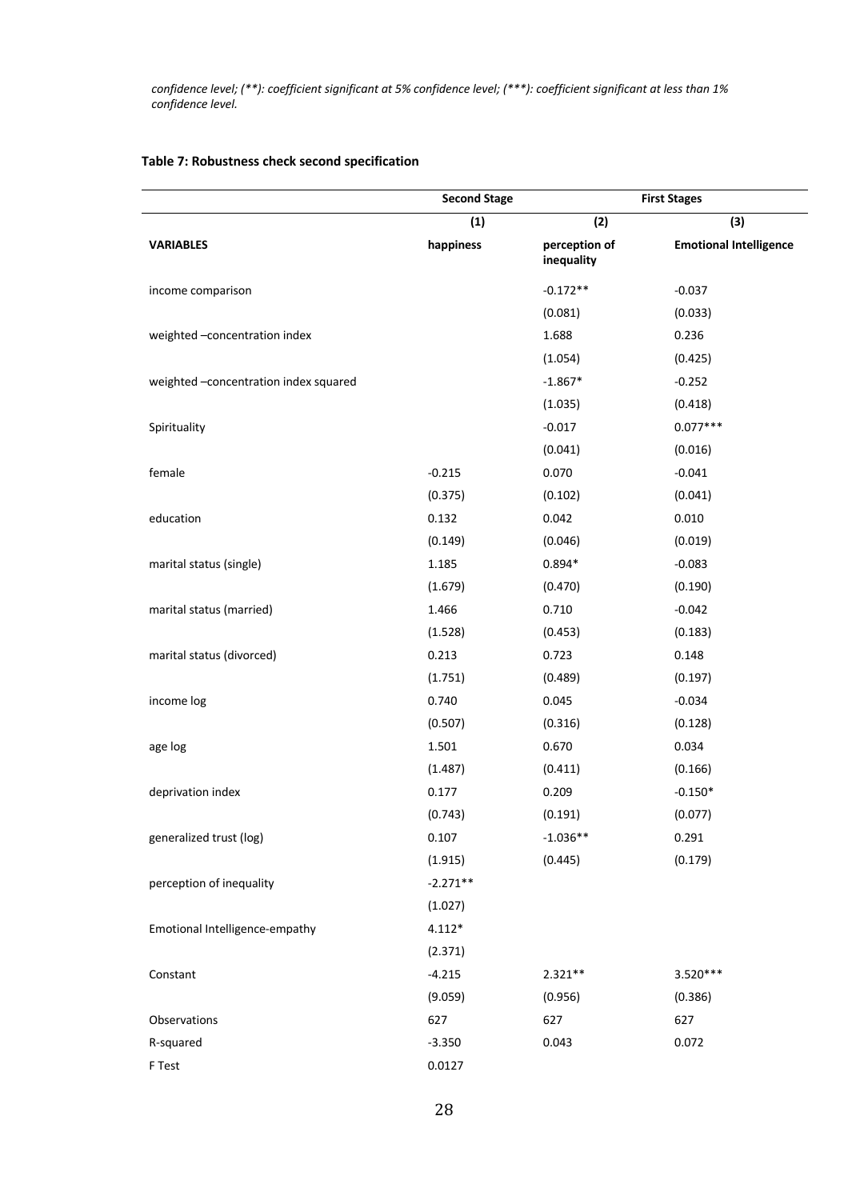*confidence level; (**): coefficient significant at 5% confidence level; (***): coefficient significant at less than 1% confidence level.*

**Table 7: Robustness check second specification**

| | Second Stage | First Stages | |
|---|---|---|---|
| | (1) | (2) | (3) |
| **VARIABLES** | **happiness** | **perception of inequality** | **Emotional Intelligence** |
| income comparison | | -0.172** | -0.037 |
| | | (0.081) | (0.033) |
| weighted –concentration index | | 1.688 | 0.236 |
| | | (1.054) | (0.425) |
| weighted –concentration index squared | | -1.867* | -0.252 |
| | | (1.035) | (0.418) |
| Spirituality | | -0.017 | 0.077*** |
| | | (0.041) | (0.016) |
| female | -0.215 | 0.070 | -0.041 |
| | (0.375) | (0.102) | (0.041) |
| education | 0.132 | 0.042 | 0.010 |
| | (0.149) | (0.046) | (0.019) |
| marital status (single) | 1.185 | 0.894* | -0.083 |
| | (1.679) | (0.470) | (0.190) |
| marital status (married) | 1.466 | 0.710 | -0.042 |
| | (1.528) | (0.453) | (0.183) |
| marital status (divorced) | 0.213 | 0.723 | 0.148 |
| | (1.751) | (0.489) | (0.197) |
| income log | 0.740 | 0.045 | -0.034 |
| | (0.507) | (0.316) | (0.128) |
| age log | 1.501 | 0.670 | 0.034 |
| | (1.487) | (0.411) | (0.166) |
| deprivation index | 0.177 | 0.209 | -0.150* |
| | (0.743) | (0.191) | (0.077) |
| generalized trust (log) | 0.107 | -1.036** | 0.291 |
| | (1.915) | (0.445) | (0.179) |
| perception of inequality | -2.271** | | |
| | (1.027) | | |
| Emotional Intelligence-empathy | 4.112* | | |
| | (2.371) | | |
| Constant | -4.215 | 2.321** | 3.520*** |
| | (9.059) | (0.956) | (0.386) |
| Observations | 627 | 627 | 627 |
| R-squared | -3.350 | 0.043 | 0.072 |
| F Test | 0.0127 | | |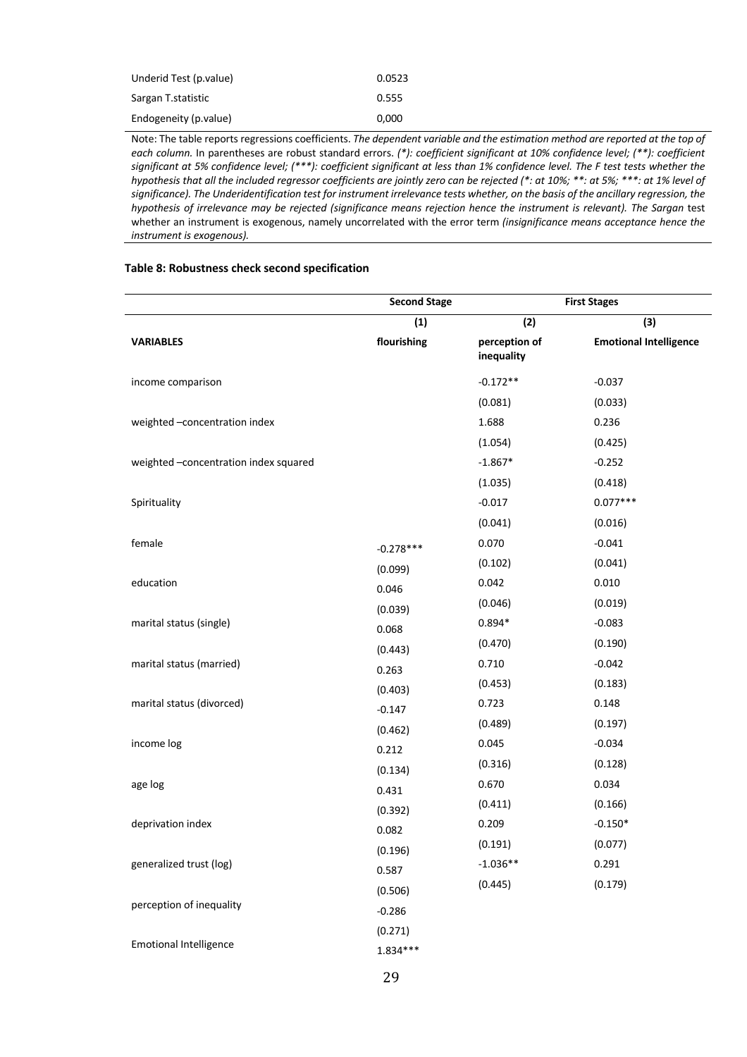| | |
|---|---|
| Underid Test (p.value) | 0.0523 |
| Sargan T.statistic | 0.555 |
| Endogeneity (p.value) | 0,000 |

Note: The table reports regressions coefficients. *The dependent variable and the estimation method are reported at the top of each column.* In parentheses are robust standard errors. *(*): coefficient significant at 10% confidence level; (**): coefficient significant at 5% confidence level; (***): coefficient significant at less than 1% confidence level. The F test tests whether the hypothesis that all the included regressor coefficients are jointly zero can be rejected (*: at 10%; **: at 5%; ***: at 1% level of significance). The Underidentification test for instrument irrelevance tests whether, on the basis of the ancillary regression, the hypothesis of irrelevance may be rejected (significance means rejection hence the instrument is relevant). The Sargan* test whether an instrument is exogenous, namely uncorrelated with the error term *(insignificance means acceptance hence the instrument is exogenous).*

**Table 8: Robustness check second specification**

| | Second Stage | First Stages | |
|---|---|---|---|
| | (1) | (2) | (3) |
| **VARIABLES** | flourishing | perception of inequality | Emotional Intelligence |
| income comparison | | -0.172** | -0.037 |
| | | (0.081) | (0.033) |
| weighted –concentration index | | 1.688 | 0.236 |
| | | (1.054) | (0.425) |
| weighted –concentration index squared | | -1.867* | -0.252 |
| | | (1.035) | (0.418) |
| Spirituality | | -0.017 | 0.077*** |
| | | (0.041) | (0.016) |
| female | -0.278*** | 0.070 | -0.041 |
| | (0.099) | (0.102) | (0.041) |
| education | 0.046 | 0.042 | 0.010 |
| | (0.039) | (0.046) | (0.019) |
| marital status (single) | 0.068 | 0.894* | -0.083 |
| | (0.443) | (0.470) | (0.190) |
| marital status (married) | 0.263 | 0.710 | -0.042 |
| | (0.403) | (0.453) | (0.183) |
| marital status (divorced) | -0.147 | 0.723 | 0.148 |
| | (0.462) | (0.489) | (0.197) |
| income log | 0.212 | 0.045 | -0.034 |
| | (0.134) | (0.316) | (0.128) |
| age log | 0.431 | 0.670 | 0.034 |
| | (0.392) | (0.411) | (0.166) |
| deprivation index | 0.082 | 0.209 | -0.150* |
| | (0.196) | (0.191) | (0.077) |
| generalized trust (log) | 0.587 | -1.036** | 0.291 |
| | (0.506) | (0.445) | (0.179) |
| perception of inequality | -0.286 | | |
| | (0.271) | | |
| Emotional Intelligence | 1.834*** | | |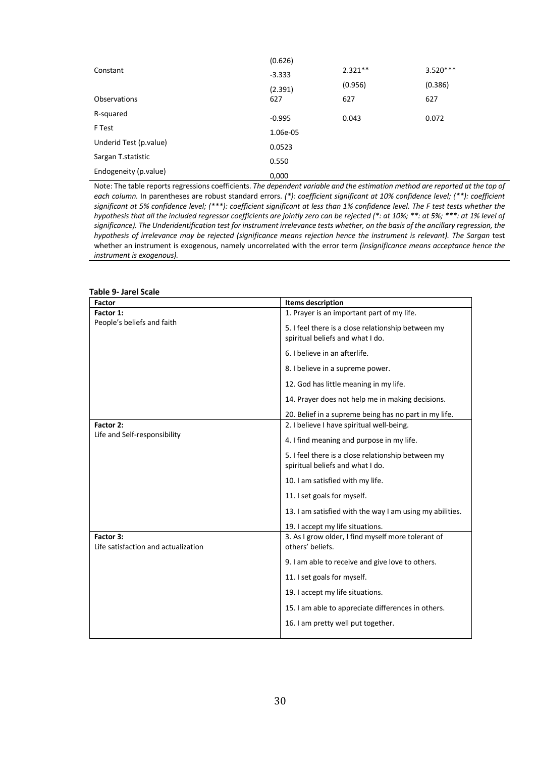| | | | |
|---|---|---|---|
| | (0.626) | | |
| Constant | -3.333 | 2.321** | 3.520*** |
| | (2.391) | (0.956) | (0.386) |
| Observations | 627 | 627 | 627 |
| R-squared | -0.995 | 0.043 | 0.072 |
| F Test | 1.06e-05 | | |
| Underid Test (p.value) | 0.0523 | | |
| Sargan T.statistic | 0.550 | | |
| Endogeneity (p.value) | 0,000 | | |

Note: The table reports regressions coefficients. *The dependent variable and the estimation method are reported at the top of each column.* In parentheses are robust standard errors. *(*): coefficient significant at 10% confidence level; (**): coefficient significant at 5% confidence level; (***): coefficient significant at less than 1% confidence level. The F test tests whether the hypothesis that all the included regressor coefficients are jointly zero can be rejected (*: at 10%; **: at 5%; ***: at 1% level of significance). The Underidentification test for instrument irrelevance tests whether, on the basis of the ancillary regression, the hypothesis of irrelevance may be rejected (significance means rejection hence the instrument is relevant). The Sargan* test whether an instrument is exogenous, namely uncorrelated with the error term *(insignificance means acceptance hence the instrument is exogenous).*

**Table 9- Jarel Scale**

| Factor | Items description |
|---|---|
| **Factor 1:** People's beliefs and faith | 1. Prayer is an important part of my life. |
| | 5. I feel there is a close relationship between my spiritual beliefs and what I do. |
| | 6. I believe in an afterlife. |
| | 8. I believe in a supreme power. |
| | 12. God has little meaning in my life. |
| | 14. Prayer does not help me in making decisions. |
| | 20. Belief in a supreme being has no part in my life. |
| **Factor 2:** Life and Self-responsibility | 2. I believe I have spiritual well-being. |
| | 4. I find meaning and purpose in my life. |
| | 5. I feel there is a close relationship between my spiritual beliefs and what I do. |
| | 10. I am satisfied with my life. |
| | 11. I set goals for myself. |
| | 13. I am satisfied with the way I am using my abilities. |
| | 19. I accept my life situations. |
| **Factor 3:** Life satisfaction and actualization | 3. As I grow older, I find myself more tolerant of others' beliefs. |
| | 9. I am able to receive and give love to others. |
| | 11. I set goals for myself. |
| | 19. I accept my life situations. |
| | 15. I am able to appreciate differences in others. |
| | 16. I am pretty well put together. |